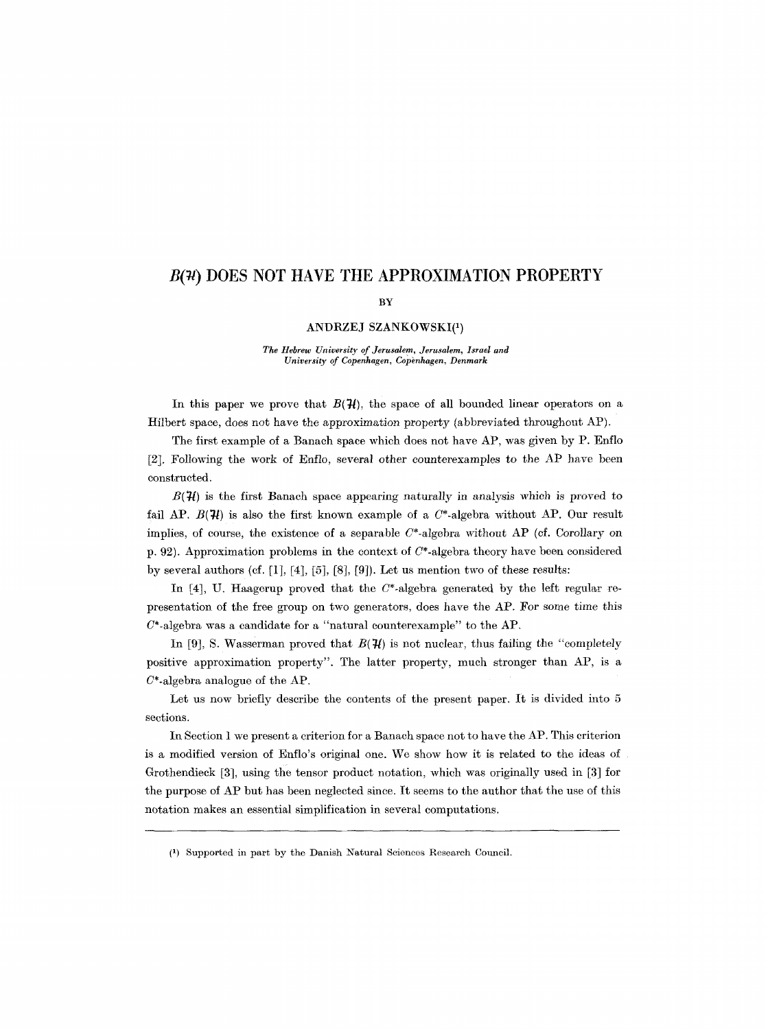# $B(\mathcal{H})$ DOES NOT HAVE THE APPROXIMATION PROPERTY

BY

ANDRZEJ SZANKOWSKI[1]

*The Hebrew University of Jerusalem, Jerusalem, Israel and University of Copenhagen, Copenhagen, Denmark*

In this paper we prove that $B(\mathcal{H})$, the space of all bounded linear operators on a Hilbert space, does not have the approximation property (abbreviated throughout AP).

The first example of a Banach space which does not have AP, was given by P. Enflo [2]. Following the work of Enflo, several other counterexamples to the AP have been constructed.

$B(\mathcal{H})$ is the first Banach space appearing naturally in analysis which is proved to fail AP. $B(\mathcal{H})$ is also the first known example of a $C^*$-algebra without AP. Our result implies, of course, the existence of a separable $C^*$-algebra without AP (cf. Corollary on p. 92). Approximation problems in the context of $C^*$-algebra theory have been considered by several authors (cf. [1], [4], [5], [8], [9]). Let us mention two of these results:

In [4], U. Haagerup proved that the $C^*$-algebra generated by the left regular representation of the free group on two generators, does have the AP. For some time this $C^*$-algebra was a candidate for a "natural counterexample" to the AP.

In [9], S. Wasserman proved that $B(\mathcal{H})$ is not nuclear, thus failing the "completely positive approximation property". The latter property, much stronger than AP, is a $C^*$-algebra analogue of the AP.

Let us now briefly describe the contents of the present paper. It is divided into 5 sections.

In Section 1 we present a criterion for a Banach space not to have the AP. This criterion is a modified version of Enflo's original one. We show how it is related to the ideas of Grothendieck [3], using the tensor product notation, which was originally used in [3] for the purpose of AP but has been neglected since. It seems to the author that the use of this notation makes an essential simplification in several computations.

---

[1] Supported in part by the Danish Natural Sciences Research Council.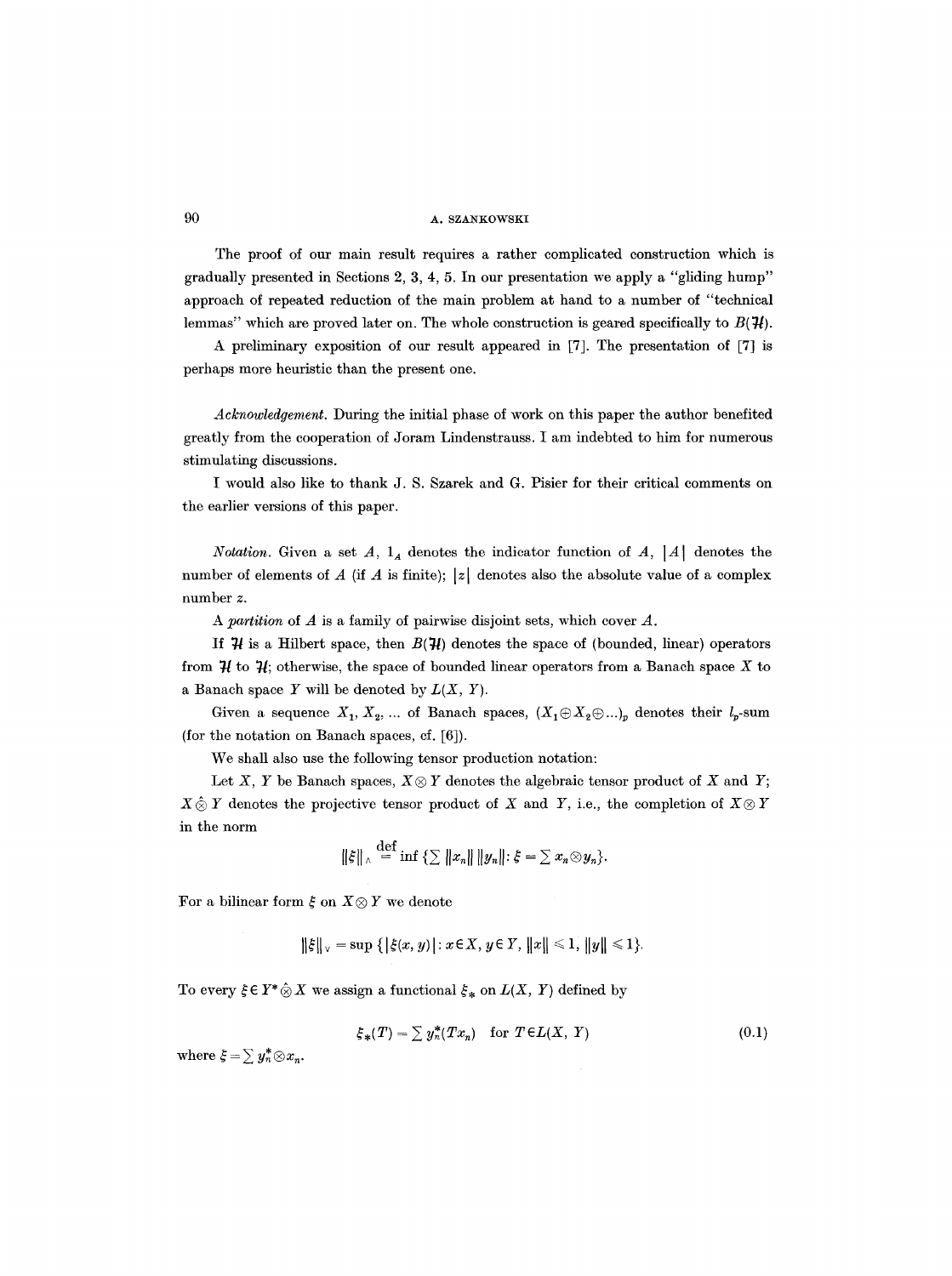The proof of our main result requires a rather complicated construction which is gradually presented in Sections 2, 3, 4, 5. In our presentation we apply a "gliding hump" approach of repeated reduction of the main problem at hand to a number of "technical lemmas" which are proved later on. The whole construction is geared specifically to $B(\mathcal{H})$.

A preliminary exposition of our result appeared in [7]. The presentation of [7] is perhaps more heuristic than the present one.

*Acknowledgement.* During the initial phase of work on this paper the author benefited greatly from the cooperation of Joram Lindenstrauss. I am indebted to him for numerous stimulating discussions.

I would also like to thank J. S. Szarek and G. Pisier for their critical comments on the earlier versions of this paper.

*Notation.* Given a set $A$, $1_A$ denotes the indicator function of $A$, $|A|$ denotes the number of elements of $A$ (if $A$ is finite); $|z|$ denotes also the absolute value of a complex number $z$.

A *partition* of $A$ is a family of pairwise disjoint sets, which cover $A$.

If $\mathcal{H}$ is a Hilbert space, then $B(\mathcal{H})$ denotes the space of (bounded, linear) operators from $\mathcal{H}$ to $\mathcal{H}$; otherwise, the space of bounded linear operators from a Banach space $X$ to a Banach space $Y$ will be denoted by $L(X, Y)$.

Given a sequence $X_1, X_2, \ldots$ of Banach spaces, $(X_1 \oplus X_2 \oplus \ldots)_p$ denotes their $l_p$-sum (for the notation on Banach spaces, cf. [6]).

We shall also use the following tensor production notation:

Let $X$, $Y$ be Banach spaces, $X \otimes Y$ denotes the algebraic tensor product of $X$ and $Y$; $X \hat{\otimes} Y$ denotes the projective tensor product of $X$ and $Y$, i.e., the completion of $X \otimes Y$ in the norm

$$\|\xi\|_{\wedge} \stackrel{\text{def}}{=} \inf \{\textstyle\sum \|x_n\| \, \|y_n\| : \xi = \sum x_n \otimes y_n\}.$$

For a bilinear form $\xi$ on $X \otimes Y$ we denote

$$\|\xi\|_{\vee} = \sup \{|\xi(x, y)| : x \in X, y \in Y, \|x\| \leqslant 1, \|y\| \leqslant 1\}.$$

To every $\xi \in Y^* \hat{\otimes} X$ we assign a functional $\xi_*$ on $L(X, Y)$ defined by

$$\xi_*(T) = \textstyle\sum y_n^*(Tx_n) \quad \text{for } T \in L(X, Y) \tag{0.1}$$

where $\xi = \sum y_n^* \otimes x_n$.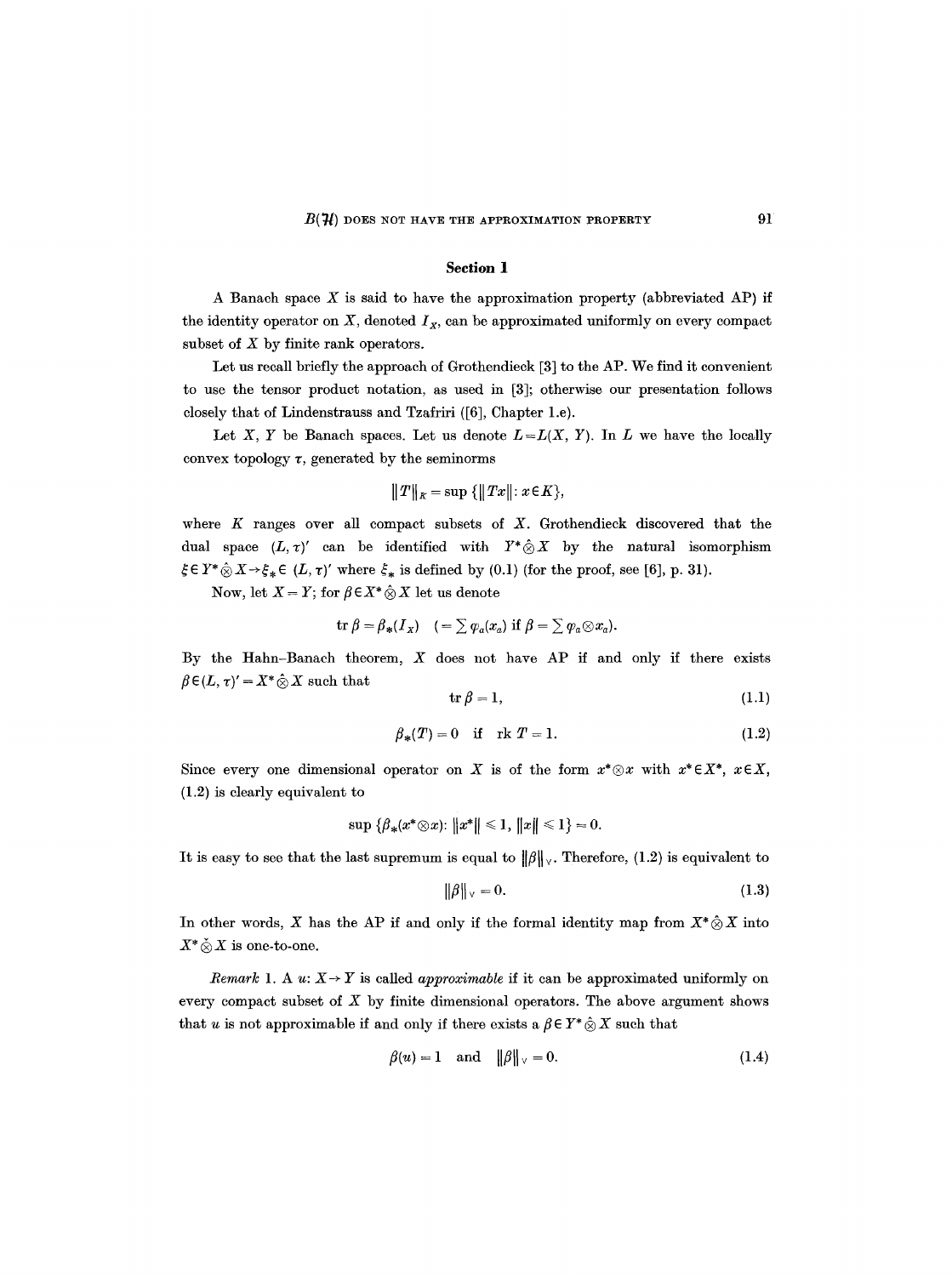## Section 1

A Banach space $X$ is said to have the approximation property (abbreviated AP) if the identity operator on $X$, denoted $I_X$, can be approximated uniformly on every compact subset of $X$ by finite rank operators.

Let us recall briefly the approach of Grothendieck [3] to the AP. We find it convenient to use the tensor product notation, as used in [3]; otherwise our presentation follows closely that of Lindenstrauss and Tzafriri ([6], Chapter 1.e).

Let $X$, $Y$ be Banach spaces. Let us denote $L = L(X, Y)$. In $L$ we have the locally convex topology $\tau$, generated by the seminorms

$$\|T\|_K = \sup \{\|Tx\| : x \in K\},$$

where $K$ ranges over all compact subsets of $X$. Grothendieck discovered that the dual space $(L, \tau)'$ can be identified with $Y^* \hat{\otimes} X$ by the natural isomorphism $\xi \in Y^* \hat{\otimes} X \to \xi_* \in (L, \tau)'$ where $\xi_*$ is defined by (0.1) (for the proof, see [6], p. 31).

Now, let $X = Y$; for $\beta \in X^* \hat{\otimes} X$ let us denote

$$\operatorname{tr} \beta = \beta_*(I_X) \quad (= \sum \varphi_a(x_a) \text{ if } \beta = \sum \varphi_a \otimes x_a).$$

By the Hahn–Banach theorem, $X$ does not have AP if and only if there exists $\beta \in (L, \tau)' = X^* \hat{\otimes} X$ such that

$$\operatorname{tr} \beta = 1, \tag{1.1}$$

$$\beta_*(T) = 0 \quad \text{if} \quad \operatorname{rk} T = 1. \tag{1.2}$$

Since every one dimensional operator on $X$ is of the form $x^* \otimes x$ with $x^* \in X^*$, $x \in X$, (1.2) is clearly equivalent to

$$\sup \{\beta_*(x^* \otimes x) : \|x^*\| \leqslant 1, \|x\| \leqslant 1\} = 0.$$

It is easy to see that the last supremum is equal to $\|\beta\|_\vee$. Therefore, (1.2) is equivalent to

$$\|\beta\|_\vee = 0. \tag{1.3}$$

In other words, $X$ has the AP if and only if the formal identity map from $X^* \hat{\otimes} X$ into $X^* \check{\otimes} X$ is one-to-one.

*Remark* 1. A $u: X \to Y$ is called *approximable* if it can be approximated uniformly on every compact subset of $X$ by finite dimensional operators. The above argument shows that $u$ is not approximable if and only if there exists a $\beta \in Y^* \hat{\otimes} X$ such that

$$\beta(u) = 1 \quad \text{and} \quad \|\beta\|_\vee = 0. \tag{1.4}$$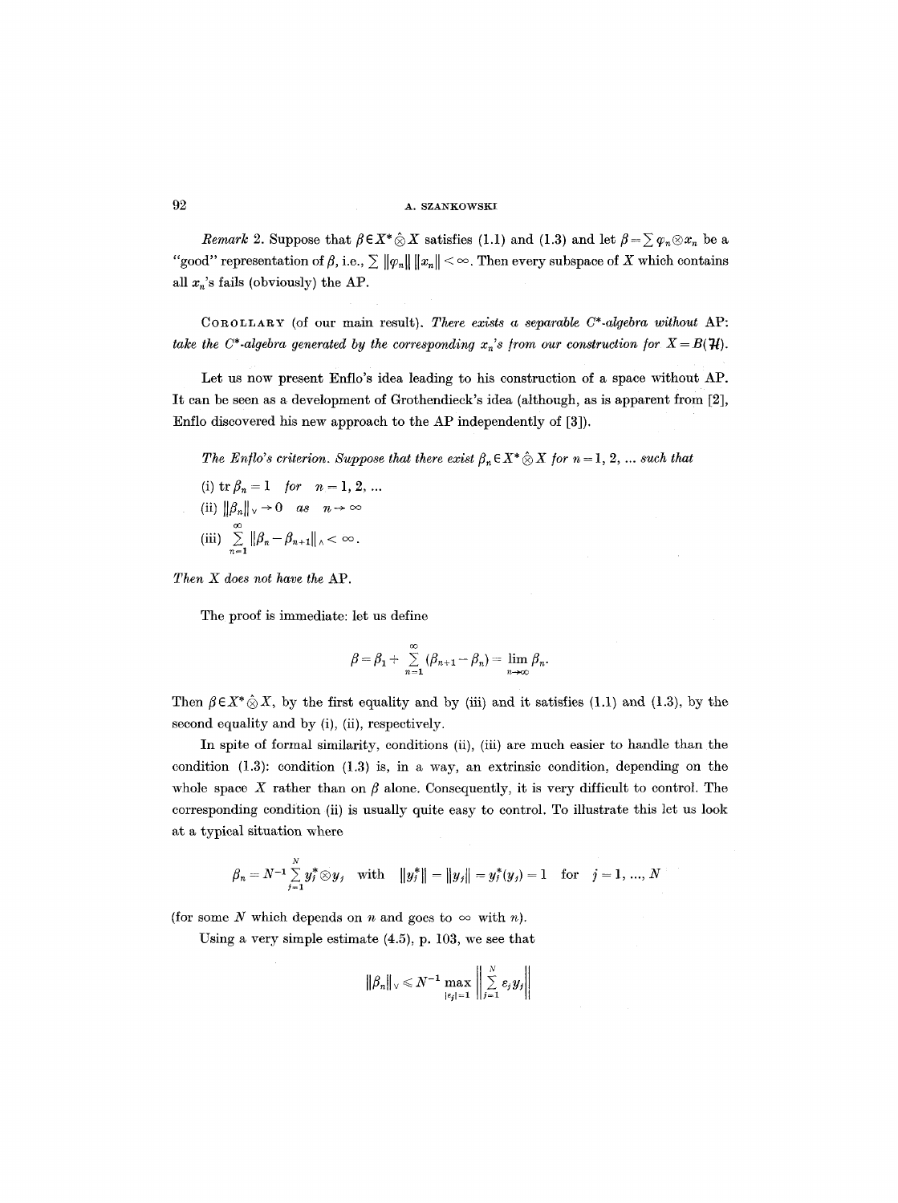*Remark* 2. Suppose that $\beta \in X^* \hat{\otimes} X$ satisfies (1.1) and (1.3) and let $\beta = \sum \varphi_n \otimes x_n$ be a "good" representation of $\beta$, i.e., $\sum \|\varphi_n\| \|x_n\| < \infty$. Then every subspace of $X$ which contains all $x_n$'s fails (obviously) the AP.

COROLLARY (of our main result). *There exists a separable $C^*$-algebra without AP: take the $C^*$-algebra generated by the corresponding $x_n$'s from our construction for $X = B(\mathcal{H})$.*

Let us now present Enflo's idea leading to his construction of a space without AP. It can be seen as a development of Grothendieck's idea (although, as is apparent from [2], Enflo discovered his new approach to the AP independently of [3]).

*The Enflo's criterion. Suppose that there exist $\beta_n \in X^* \hat{\otimes} X$ for $n = 1, 2, \ldots$ such that*

(i) $\operatorname{tr} \beta_n = 1$ *for* $n = 1, 2, \ldots$

(ii) $\|\beta_n\|_\vee \to 0$ *as* $n \to \infty$

(iii) $\sum_{n=1}^{\infty} \|\beta_n - \beta_{n+1}\|_\wedge < \infty$.

*Then $X$ does not have the AP.*

The proof is immediate: let us define

$$\beta = \beta_1 + \sum_{n=1}^{\infty} (\beta_{n+1} - \beta_n) = \lim_{n \to \infty} \beta_n.$$

Then $\beta \in X^* \hat{\otimes} X$, by the first equality and by (iii) and it satisfies (1.1) and (1.3), by the second equality and by (i), (ii), respectively.

In spite of formal similarity, conditions (ii), (iii) are much easier to handle than the condition (1.3): condition (1.3) is, in a way, an extrinsic condition, depending on the whole space $X$ rather than on $\beta$ alone. Consequently, it is very difficult to control. The corresponding condition (ii) is usually quite easy to control. To illustrate this let us look at a typical situation where

$$\beta_n = N^{-1} \sum_{j=1}^{N} y_j^* \otimes y_j \quad \text{with} \quad \|y_j^*\| = \|y_j\| = y_j^*(y_j) = 1 \quad \text{for} \quad j = 1, \ldots, N$$

(for some $N$ which depends on $n$ and goes to $\infty$ with $n$).

Using a very simple estimate (4.5), p. 103, we see that

$$\|\beta_n\|_\vee \leqslant N^{-1} \max_{|\varepsilon_j| = 1} \left\| \sum_{j=1}^{N} \varepsilon_j y_j \right\|$$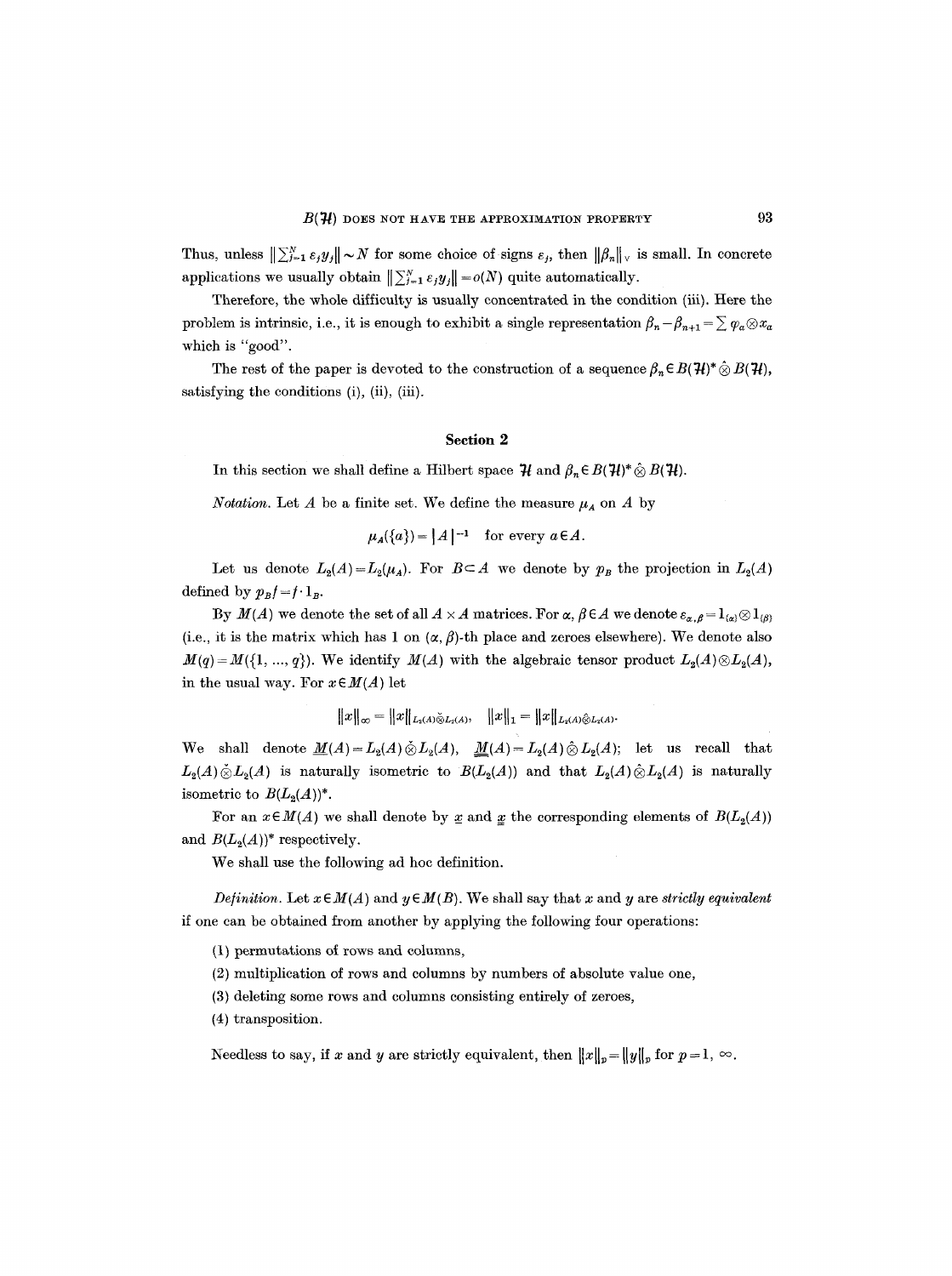Thus, unless $\left\|\sum_{j=1}^{N} \varepsilon_j y_j\right\| \sim N$ for some choice of signs $\varepsilon_j$, then $\|\beta_n\|_\vee$ is small. In concrete applications we usually obtain $\left\|\sum_{j=1}^{N} \varepsilon_j y_j\right\| = o(N)$ quite automatically.

Therefore, the whole difficulty is usually concentrated in the condition (iii). Here the problem is intrinsic, i.e., it is enough to exhibit a single representation $\beta_n - \beta_{n+1} = \sum \varphi_a \otimes x_a$ which is "good".

The rest of the paper is devoted to the construction of a sequence $\beta_n \in B(\mathcal{H})^* \hat{\otimes} B(\mathcal{H})$, satisfying the conditions (i), (ii), (iii).

## Section 2

In this section we shall define a Hilbert space $\mathcal{H}$ and $\beta_n \in B(\mathcal{H})^* \hat{\otimes} B(\mathcal{H})$.

*Notation.* Let $A$ be a finite set. We define the measure $\mu_A$ on $A$ by

$$\mu_A(\{a\}) = |A|^{-1} \quad \text{for every } a \in A.$$

Let us denote $L_2(A) = L_2(\mu_A)$. For $B \subset A$ we denote by $p_B$ the projection in $L_2(A)$ defined by $p_B f = f \cdot 1_B$.

By $M(A)$ we denote the set of all $A \times A$ matrices. For $\alpha, \beta \in A$ we denote $e_{\alpha,\beta} = 1_{\{\alpha\}} \otimes 1_{\{\beta\}}$ (i.e., it is the matrix which has 1 on $(\alpha, \beta)$-th place and zeroes elsewhere). We denote also $M(q) = M(\{1, \ldots, q\})$. We identify $M(A)$ with the algebraic tensor product $L_2(A) \otimes L_2(A)$, in the usual way. For $x \in M(A)$ let

$$\|x\|_\infty = \|x\|_{L_2(A) \check{\otimes} L_2(A)}, \quad \|x\|_1 = \|x\|_{L_2(A) \hat{\otimes} L_2(A)}.$$

We shall denote $\underline{M}(A) = L_2(A) \check{\otimes} L_2(A)$, $\underline{\underline{M}}(A) = L_2(A) \hat{\otimes} L_2(A)$; let us recall that $L_2(A) \check{\otimes} L_2(A)$ is naturally isometric to $B(L_2(A))$ and that $L_2(A) \hat{\otimes} L_2(A)$ is naturally isometric to $B(L_2(A))^*$.

For an $x \in M(A)$ we shall denote by $\underline{x}$ and $\underline{\underline{x}}$ the corresponding elements of $B(L_2(A))$ and $B(L_2(A))^*$ respectively.

We shall use the following ad hoc definition.

*Definition.* Let $x \in M(A)$ and $y \in M(B)$. We shall say that $x$ and $y$ are *strictly equivalent* if one can be obtained from another by applying the following four operations:

(1) permutations of rows and columns,

(2) multiplication of rows and columns by numbers of absolute value one,

(3) deleting some rows and columns consisting entirely of zeroes,

(4) transposition.

Needless to say, if $x$ and $y$ are strictly equivalent, then $\|x\|_p = \|y\|_p$ for $p = 1, \infty$.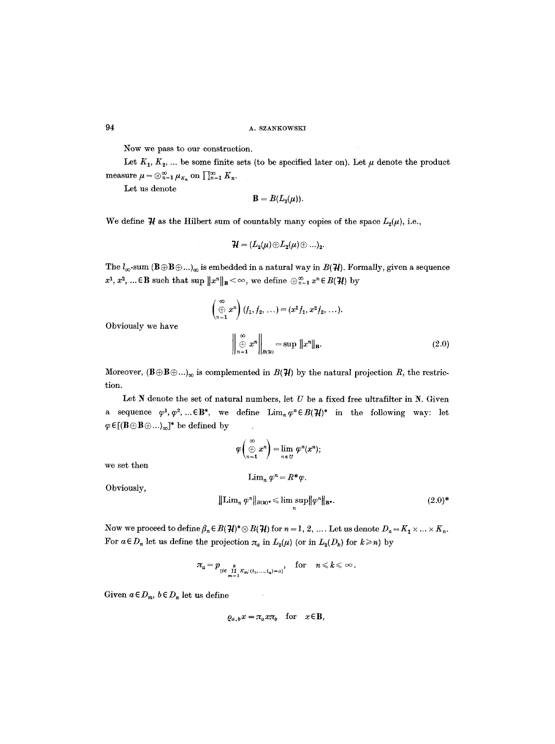Now we pass to our construction.

Let $K_1, K_2, \ldots$ be some finite sets (to be specified later on). Let $\mu$ denote the product measure $\mu = \otimes_{n=1}^{\infty} \mu_{K_n}$ on $\prod_{n=1}^{\infty} K_n$.

Let us denote

$$\mathbf{B} = B(L_2(\mu)).$$

We define $\mathcal{H}$ as the Hilbert sum of countably many copies of the space $L_2(\mu)$, i.e.,

$$\mathcal{H} = (L_2(\mu) \oplus L_2(\mu) \oplus \ldots)_2.$$

The $l_\infty$-sum $(\mathbf{B} \oplus \mathbf{B} \oplus \ldots)_\infty$ is embedded in a natural way in $B(\mathcal{H})$. Formally, given a sequence $x^1, x^2, \ldots \in \mathbf{B}$ such that $\sup \|x^n\|_{\mathbf{B}} < \infty$, we define $\oplus_{n=1}^{\infty} x^n \in B(\mathcal{H})$ by

$$\left( \bigoplus_{n=1}^{\infty} x^n \right)(f_1, f_2, \ldots) = (x^1 f_1, x^2 f_2, \ldots).$$

Obviously we have

$$\left\| \bigoplus_{n=1}^{\infty} x^n \right\|_{B(\mathcal{H})} = \sup \|x^n\|_{\mathbf{B}}. \tag{2.0}$$

Moreover, $(\mathbf{B} \oplus \mathbf{B} \oplus \ldots)_\infty$ is complemented in $B(\mathcal{H})$ by the natural projection $R$, the restriction.

Let $\mathbf{N}$ denote the set of natural numbers, let $U$ be a fixed free ultrafilter in $\mathbf{N}$. Given a sequence $\varphi^1, \varphi^2, \ldots \in \mathbf{B}^*$, we define $\mathrm{Lim}_n \varphi^n \in B(\mathcal{H})^*$ in the following way: let $\varphi \in [(\mathbf{B} \oplus \mathbf{B} \oplus \ldots)_\infty]^*$ be defined by

$$\varphi\left( \bigoplus_{n=1}^{\infty} x^n \right) = \lim_{n \in U} \varphi^n(x^n);$$

we set then

$$\mathrm{Lim}_n \, \varphi^n = R^* \varphi.$$

Obviously,

$$\|\mathrm{Lim}_n \, \varphi^n\|_{B(\mathcal{H})^*} \leqslant \limsup_n \|\varphi^n\|_{\mathbf{B}^*}. \tag{2.0}^*$$

Now we proceed to define $\beta_n \in B(\mathcal{H})^* \otimes B(\mathcal{H})$ for $n = 1, 2, \ldots$. Let us denote $D_n = K_1 \times \ldots \times K_n$. For $a \in D_n$ let us define the projection $\pi_a$ in $L_2(\mu)$ (or in $L_2(D_k)$ for $k \geqslant n$) by

$$\pi_a = P_{\{t \in \prod_{m=1}^{k} K_m : (t_1, \ldots, t_n) = a\}}, \quad \text{for} \quad n \leqslant k \leqslant \infty.$$

Given $a \in D_m$, $b \in D_n$ let us define

$$\varrho_{a,b} x = \pi_a x \pi_b \quad \text{for} \quad x \in \mathbf{B},$$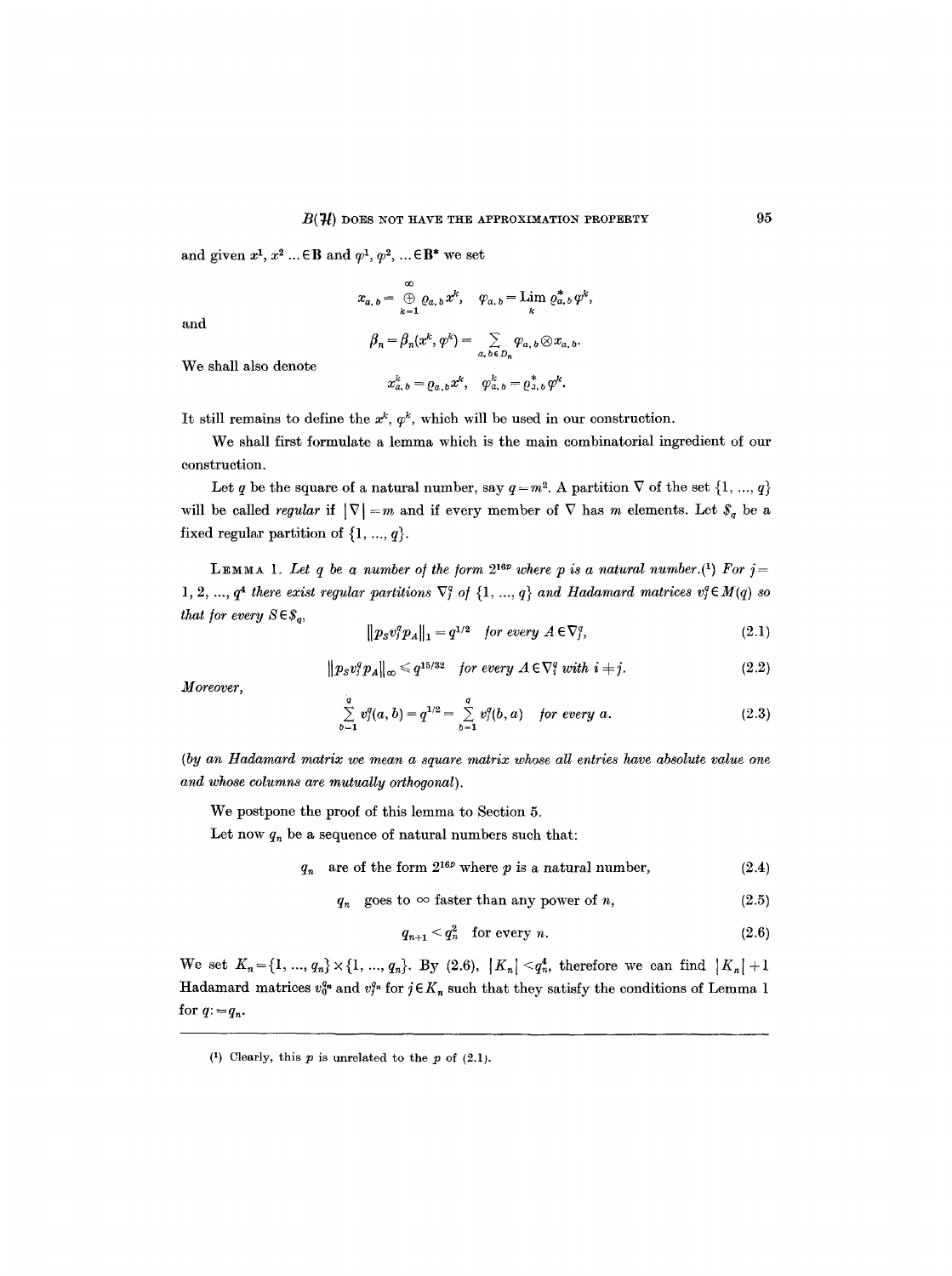and given $x^1, x^2 \ldots \in \mathbf{B}$ and $\varphi^1, \varphi^2, \ldots \in \mathbf{B}^*$ we set

$$x_{a,b} = \bigoplus_{k=1}^{\infty} \varrho_{a,b} x^k, \quad \varphi_{a,b} = \operatorname*{Lim}_k \varrho^*_{a,b} \varphi^k,$$

and

$$\beta_n = \beta_n(x^k, \varphi^k) = \sum_{a,b \in D_n} \varphi_{a,b} \otimes x_{a,b}.$$

We shall also denote

$$x^k_{a,b} = \varrho_{a,b} x^k, \quad \varphi^k_{a,b} = \varrho^*_{a,b} \varphi^k.$$

It still remains to define the $x^k$, $\varphi^k$, which will be used in our construction.

We shall first formulate a lemma which is the main combinatorial ingredient of our construction.

Let $q$ be the square of a natural number, say $q = m^2$. A partition $\nabla$ of the set $\{1, \ldots, q\}$ will be called *regular* if $|\nabla| = m$ and if every member of $\nabla$ has $m$ elements. Let $\$_q$ be a fixed regular partition of $\{1, \ldots, q\}$.

LEMMA 1. *Let $q$ be a number of the form $2^{16p}$ where $p$ is a natural number.*(1) *For $j = 1, 2, \ldots, q^4$ there exist regular partitions $\nabla^q_j$ of $\{1, \ldots, q\}$ and Hadamard matrices $v^q_j \in M(q)$ so that for every $S \in \$_q$,*

$$\|p_S v^q_j p_A\|_1 = q^{1/2} \quad \textit{for every } A \in \nabla^q_j, \tag{2.1}$$

$$\|p_S v^q_j p_A\|_\infty \leqslant q^{15/32} \quad \textit{for every } A \in \nabla^q_i \textit{ with } i \neq j. \tag{2.2}$$

*Moreover,*

$$\sum_{b=1}^{q} v^q_j(a,b) = q^{1/2} = \sum_{b=1}^{q} v^q_j(b,a) \quad \textit{for every } a. \tag{2.3}$$

*(by an Hadamard matrix we mean a square matrix whose all entries have absolute value one and whose columns are mutually orthogonal).*

We postpone the proof of this lemma to Section 5.

Let now $q_n$ be a sequence of natural numbers such that:

$$q_n \quad \text{are of the form } 2^{16p} \text{ where } p \text{ is a natural number,} \tag{2.4}$$

$$q_n \quad \text{goes to } \infty \text{ faster than any power of } n, \tag{2.5}$$

$$q_{n+1} < q_n^2 \quad \text{for every } n. \tag{2.6}$$

We set $K_n = \{1, \ldots, q_n\} \times \{1, \ldots, q_n\}$. By (2.6), $|K_n| < q_n^4$, therefore we can find $|K_n| + 1$ Hadamard matrices $v^{q_n}_0$ and $v^{q_n}_j$ for $j \in K_n$ such that they satisfy the conditions of Lemma 1 for $q := q_n$.

(1) Clearly, this $p$ is unrelated to the $p$ of (2.1).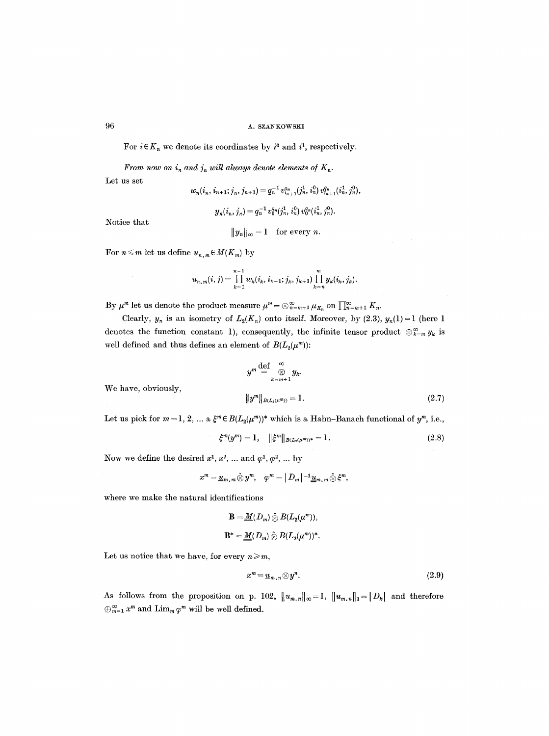For $i \in K_n$ we denote its coordinates by $i^0$ and $i^1$, respectively.

*From now on $i_n$ and $j_n$ will always denote elements of $K_n$.*

Let us set

$$w_n(i_n, i_{n+1}; j_n, j_{n+1}) = q_n^{-1} v_{i_{n+1}^0}^{q_n}(j_n^1, i_n^0)\, v_{j_{n+1}^0}^{q_n}(i_n^1, j_n^0),$$

$$y_n(i_n, j_n) = q_n^{-1} v_0^{q_n}(j_n^1, i_n^0)\, v_0^{q_n}(i_n^1, j_n^0).$$

Notice that

$$\|y_n\|_\infty = 1 \quad \text{for every } n.$$

For $n \leqslant m$ let us define $u_{n,m} \in M(K_m)$ by

$$u_{n,m}(i,j) = \prod_{k=1}^{n-1} w_k(i_k, i_{k+1}; j_k, j_{k+1}) \prod_{k=n}^{m} y_k(i_k, j_k).$$

By $\mu^m$ let us denote the product measure $\mu^m = \otimes_{n=m+1}^\infty \mu_{K_n}$ on $\prod_{n=m+1}^\infty K_n$.

Clearly, $y_n$ is an isometry of $L_2(K_n)$ onto itself. Moreover, by (2.3), $y_n(1) = 1$ (here 1 denotes the function constant 1), consequently, the infinite tensor product $\otimes_{k=m}^\infty y_k$ is well defined and thus defines an element of $B(L_2(\mu^m))$:

$$y^m \overset{\text{def}}{=} \bigotimes_{k=m+1}^{\infty} y_k.$$

We have, obviously,

$$\|y^m\|_{B(L_2(\mu^m))} = 1. \tag{2.7}$$

Let us pick for $m = 1, 2, \ldots$ a $\xi^m \in B(L_2(\mu^m))^*$ which is a Hahn–Banach functional of $y^m$, i.e.,

$$\xi^m(y^m) = 1, \quad \|\xi^m\|_{B(L_2(\mu^m))^*} = 1. \tag{2.8}$$

Now we define the desired $x^1, x^2, \ldots$ and $\varphi^1, \varphi^2, \ldots$ by

$$x^m = \underline{u}_{m,m} \check{\otimes} y^m, \quad \varphi^m = |D_m|^{-1} \underline{u}_{m,m} \hat{\otimes} \xi^m,$$

where we make the natural identifications

$$\mathbf{B} = \underline{\underline{M}}(D_m) \check{\otimes} B(L_2(\mu^m)),$$

$$\mathbf{B}^* = \underline{\underline{M}}(D_m) \hat{\otimes} B(L_2(\mu^m))^*.$$

Let us notice that we have, for every $n \geqslant m$,

$$x^m = \underline{u}_{m,n} \otimes y^n. \tag{2.9}$$

As follows from the proposition on p. 102, $\|u_{m,n}\|_\infty = 1$, $\|u_{m,n}\|_1 = |D_k|$ and therefore $\oplus_{m=1}^\infty x^m$ and $\operatorname{Lim}_m \varphi^m$ will be well defined.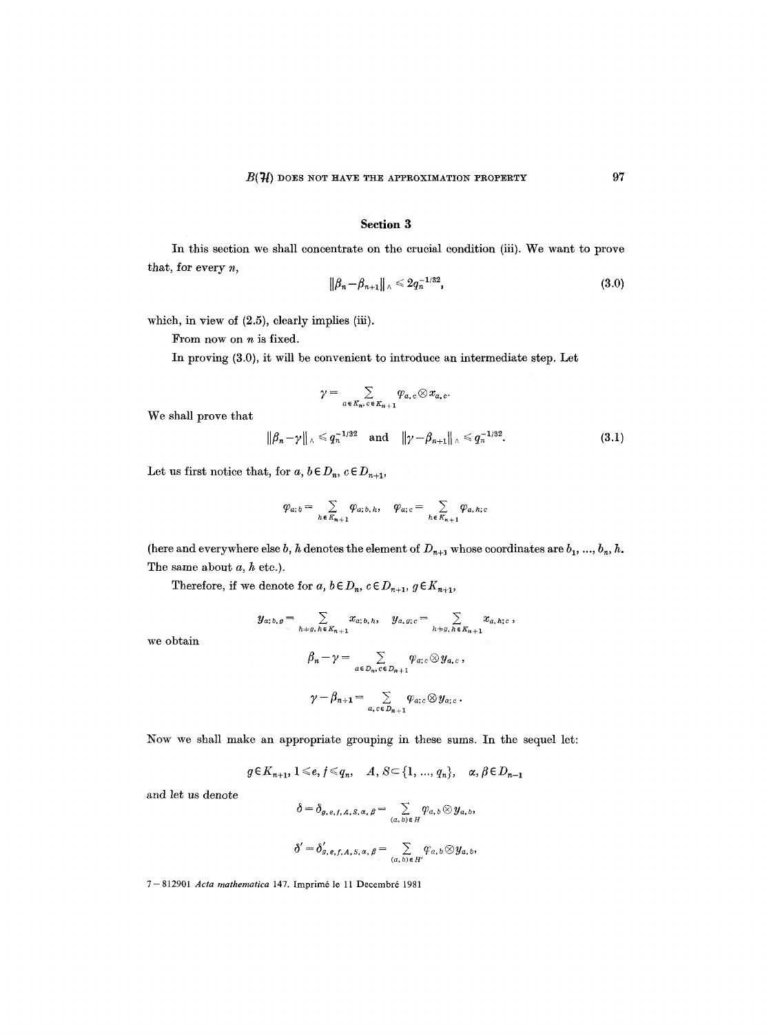## Section 3

In this section we shall concentrate on the crucial condition (iii). We want to prove that, for every $n$,

$$\|\beta_n - \beta_{n+1}\|_\wedge \leqslant 2q_n^{-1/32}, \tag{3.0}$$

which, in view of (2.5), clearly implies (iii).

From now on $n$ is fixed.

In proving (3.0), it will be convenient to introduce an intermediate step. Let

$$\gamma = \sum_{a\in K_n,\, c\in K_{n+1}} \varphi_{a,c} \otimes x_{a,c}.$$

We shall prove that

$$\|\beta_n - \gamma\|_\wedge \leqslant q_n^{-1/32} \quad \text{and} \quad \|\gamma - \beta_{n+1}\|_\wedge \leqslant q_n^{-1/32}. \tag{3.1}$$

Let us first notice that, for $a, b \in D_n$, $c \in D_{n+1}$,

$$\varphi_{a;b} = \sum_{h\in K_{n+1}} \varphi_{a;b,h}, \quad \varphi_{a;c} = \sum_{h\in K_{n+1}} \varphi_{a,h;c}$$

(here and everywhere else $b, h$ denotes the element of $D_{n+1}$ whose coordinates are $b_1, ..., b_n, h$. The same about $a, h$ etc.).

Therefore, if we denote for $a, b \in D_n$, $c \in D_{n+1}$, $g \in K_{n+1}$,

$$y_{a;b,g} = \sum_{h\neq g,\, h\in K_{n+1}} x_{a;b,h}, \quad y_{a,g;c} = \sum_{h\neq g,\, h\in K_{n+1}} x_{a,h;c},$$

we obtain

$$\beta_n - \gamma = \sum_{a\in D_n,\, c\in D_{n+1}} \varphi_{a;c} \otimes y_{a,c},$$

$$\gamma - \beta_{n+1} = \sum_{a,c\in D_{n+1}} \varphi_{a;c} \otimes y_{a;c}.$$

Now we shall make an appropriate grouping in these sums. In the sequel let:

$$g \in K_{n+1}, \; 1 \leqslant e, f \leqslant q_n, \quad A, S \subset \{1, ..., q_n\}, \quad \alpha, \beta \in D_{n-1}$$

and let us denote

$$\delta = \delta_{g,e,f,A,S,\alpha,\beta} = \sum_{(a,b)\in H} \varphi_{a,b} \otimes y_{a,b},$$

$$\delta' = \delta'_{g,e,f,A,S,\alpha,\beta} = \sum_{(a,b)\in H'} \varphi_{a,b} \otimes y_{a,b},$$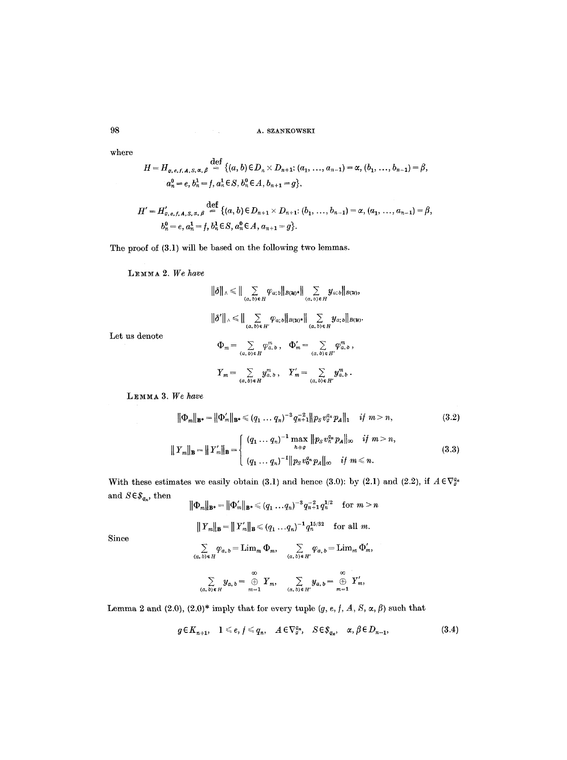where

$$H = H_{g,e,f,A,S,\alpha,\beta} \overset{\text{def}}{=} \{(a,b) \in D_n \times D_{n+1}\colon (a_1, \ldots, a_{n-1}) = \alpha, (b_1, \ldots, b_{n-1}) = \beta,$$
$$a_n^0 = e, b_n^1 = f, a_n^1 \in S, b_n^0 \in A, b_{n+1} = g\},$$

$$H' = H'_{g,e,f,A,S,\alpha,\beta} \overset{\text{def}}{=} \{(a,b) \in D_{n+1} \times D_{n+1}\colon (b_1, \ldots, b_{n-1}) = \alpha, (a_1, \ldots, a_{n-1}) = \beta,$$
$$b_n^0 = e, a_n^1 = f, b_n^1 \in S, a_n^0 \in A, a_{n+1} = g\}.$$

The proof of (3.1) will be based on the following two lemmas.

LEMMA 2. *We have*

$$\|\delta\|_\wedge \leqslant \Big\| \sum_{(a,b)\in H} \varphi_{a;b} \Big\|_{B(\mathcal{H})^*} \Big\| \sum_{(a,b)\in H} y_{a;b} \Big\|_{B(\mathcal{H})},$$

$$\|\delta'\|_\wedge \leqslant \Big\| \sum_{(a,b)\in H'} \varphi_{a;b} \Big\|_{B(\mathcal{H})^*} \Big\| \sum_{(a,b)\in H} y_{a;b} \Big\|_{B(\mathcal{H})}.$$

Let us denote

$$\Phi_m = \sum_{(a,b)\in H} \varphi^m_{a,b}, \quad \Phi'_m = \sum_{(a,b)\in H'} \varphi^m_{a,b},$$

$$Y_m = \sum_{(a,b)\in H} y^m_{a,b}, \quad Y'_m = \sum_{(a,b)\in H'} y^m_{a,b}.$$

LEMMA 3. *We have*

$$\|\Phi_m\|_{\mathbf{B}^*} = \|\Phi'_m\|_{\mathbf{B}^*} \leqslant (q_1 \ldots q_n)^{-3} q_{n+1}^{-2} \|p_S v_g^{q_n} p_A\|_1 \quad \text{if } m > n, \tag{3.2}$$

$$\|Y_m\|_{\mathbf{B}} = \|Y'_m\|_{\mathbf{B}} = \begin{cases} (q_1 \ldots q_n)^{-1} \max\limits_{h \neq g} \|p_S v_h^{q_n} p_A\|_\infty & \text{if } m > n, \\ (q_1 \ldots q_n)^{-1} \|p_S v_0^{q_n} p_A\|_\infty & \text{if } m \leqslant n. \end{cases} \tag{3.3}$$

With these estimates we easily obtain (3.1) and hence (3.0): by (2.1) and (2.2), if $A \in \nabla_g^{q_n}$ and $S \in \$_{q_n}$, then

$$\|\Phi_m\|_{\mathbf{B}^*} = \|\Phi'_m\|_{\mathbf{B}^*} \leqslant (q_1 \ldots q_n)^{-3} q_{n+1}^{-2} q_n^{1/2} \quad \text{for } m > n$$

$$\|Y_m\|_{\mathbf{B}} = \|Y'_m\|_{\mathbf{B}} \leqslant (q_1 \ldots q_n)^{-1} q_n^{15/32} \quad \text{for all } m.$$

Since

$$\sum_{(a,b)\in H} \varphi_{a,b} = \operatorname{Lim}_m \Phi_m, \quad \sum_{(a,b)\in H'} \varphi_{a,b} = \operatorname{Lim}_m \Phi'_m,$$

$$\sum_{(a,b)\in H} y_{a,b} = \bigoplus_{m=1}^{\infty} Y_m, \quad \sum_{(a,b)\in H'} y_{a,b} = \bigoplus_{m=1}^{\infty} Y'_m,$$

Lemma 2 and (2.0), (2.0)* imply that for every tuple $(g, e, f, A, S, \alpha, \beta)$ such that

$$g \in K_{n+1}, \quad 1 \leqslant e, f \leqslant q_n, \quad A \in \nabla_g^{q_n}, \quad S \in \$_{q_n}, \quad \alpha, \beta \in D_{n-1}, \tag{3.4}$$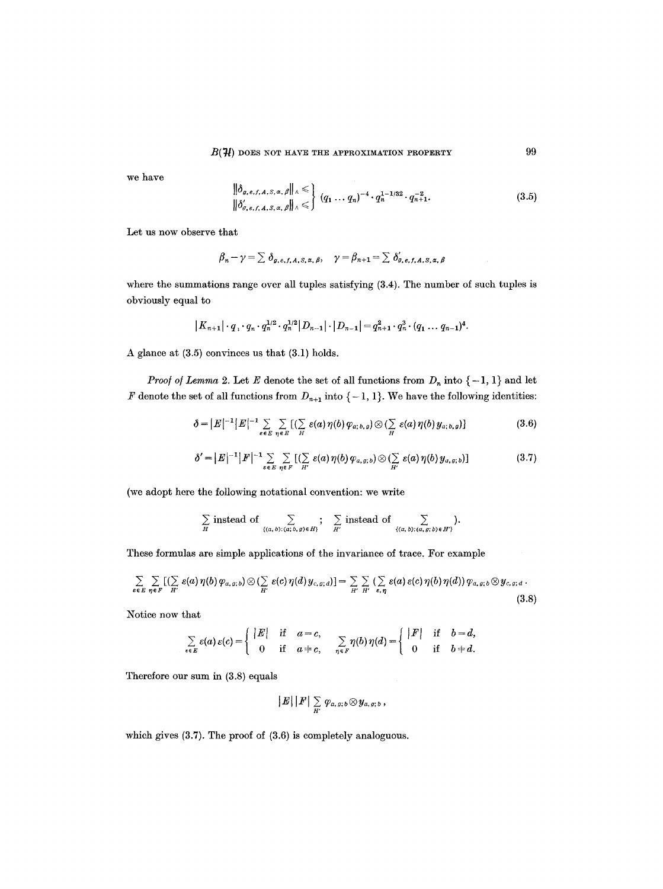we have

$$\left.\begin{array}{l}\|\delta_{g,e,f,A,S,\alpha,\beta}\|_\wedge \leqslant \\ \|\delta'_{g,e,f,A,S,\alpha,\beta}\|_\wedge \leqslant\end{array}\right\} (q_1 \dots q_n)^{-4} \cdot q_n^{1-1/32} \cdot q_{n+1}^{-2}. \tag{3.5}$$

Let us now observe that

$$\beta_n - \gamma = \sum \delta_{g,e,f,A,S,\alpha,\beta}, \quad \gamma = \beta_{n+1} = \sum \delta'_{g,e,f,A,S,\alpha,\beta}$$

where the summations range over all tuples satisfying (3.4). The number of such tuples is obviously equal to

$$|K_{n+1}| \cdot q_1 \cdot q_n \cdot q_n^{1/2} \cdot q_n^{1/2} |D_{n-1}| \cdot |D_{n-1}| = q_{n+1}^2 \cdot q_n^3 \cdot (q_1 \dots q_{n-1})^4.$$

A glance at (3.5) convinces us that (3.1) holds.

*Proof of Lemma* 2. Let $E$ denote the set of all functions from $D_n$ into $\{-1, 1\}$ and let $F$ denote the set of all functions from $D_{n+1}$ into $\{-1, 1\}$. We have the following identities:

$$\delta = |E|^{-1}|E|^{-1} \sum_{\varepsilon \in E} \sum_{\eta \in E} [(\sum_H \varepsilon(a)\eta(b)\varphi_{a;b,g}) \otimes (\sum_H \varepsilon(a)\eta(b)y_{a;b,g})] \tag{3.6}$$

$$\delta' = |E|^{-1}|F|^{-1} \sum_{\varepsilon \in E} \sum_{\eta \in F} [(\sum_{H'} \varepsilon(a)\eta(b)\varphi_{a,g;b}) \otimes (\sum_{H'} \varepsilon(a)\eta(b)y_{a,g;b})] \tag{3.7}$$

(we adopt here the following notational convention: we write

$$\sum_H \text{ instead of } \sum_{\{(a,b):(a;b,g)\in H\}}; \quad \sum_{H'} \text{ instead of } \sum_{\{(a,b):(a,g;b)\in H'\}}).$$

These formulas are simple applications of the invariance of trace. For example

$$\sum_{\varepsilon \in E} \sum_{\eta \in F} [(\sum_{H'} \varepsilon(a)\eta(b)\varphi_{a,g;b}) \otimes (\sum_{H'} \varepsilon(c)\eta(d)y_{c,g;d})] = \sum_{H'} \sum_{H'} (\sum_{\varepsilon,\eta} \varepsilon(a)\varepsilon(c)\eta(b)\eta(d))\varphi_{a,g;b} \otimes y_{c,g;d}. \tag{3.8}$$

Notice now that

$$\sum_{\varepsilon \in E} \varepsilon(a)\varepsilon(c) = \begin{cases} |E| & \text{if } a = c, \\ 0 & \text{if } a \neq c, \end{cases} \qquad \sum_{\eta \in F} \eta(b)\eta(d) = \begin{cases} |F| & \text{if } b = d, \\ 0 & \text{if } b \neq d. \end{cases}$$

Therefore our sum in (3.8) equals

$$|E|\,|F| \sum_{H'} \varphi_{a,g;b} \otimes y_{a,g;b},$$

which gives (3.7). The proof of (3.6) is completely analoguous.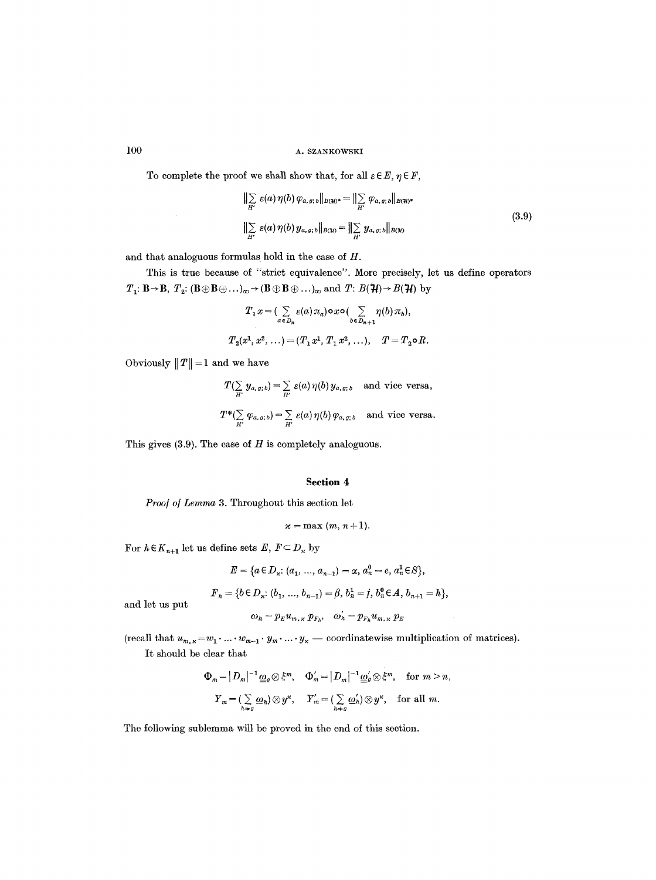To complete the proof we shall show that, for all $\varepsilon \in E$, $\eta \in F$,

$$\left\|\sum_{H'} \varepsilon(a)\eta(b)\varphi_{a,g;b}\right\|_{B(\mathcal{H})^*} = \left\|\sum_{H'} \varphi_{a,g;b}\right\|_{B(\mathcal{H})^*}$$
$$\left\|\sum_{H'} \varepsilon(a)\eta(b)y_{a,g;b}\right\|_{B(\mathcal{H})} = \left\|\sum_{H'} y_{a,g;b}\right\|_{B(\mathcal{H})} \tag{3.9}$$

and that analoguous formulas hold in the case of $H$.

This is true because of "strict equivalence". More precisely, let us define operators $T_1: \mathbf{B}\to\mathbf{B}$, $T_2: (\mathbf{B}\oplus\mathbf{B}\oplus\ldots)_\infty \to (\mathbf{B}\oplus\mathbf{B}\oplus\ldots)_\infty$ and $T: B(\mathcal{H})\to B(\mathcal{H})$ by

$$T_1 x = \left(\sum_{a\in D_n} \varepsilon(a)\pi_a\right)\circ x \circ \left(\sum_{b\in D_{n+1}} \eta(b)\pi_b\right),$$

$$T_2(x^1, x^2, \ldots) = (T_1 x^1, T_1 x^2, \ldots), \quad T = T_2 \circ R.$$

Obviously $\|T\| = 1$ and we have

$$T\left(\sum_{H'} y_{a,g;b}\right) = \sum_{H'} \varepsilon(a)\eta(b)y_{a,g;b} \quad \text{and vice versa,}$$

$$T^*\left(\sum_{H'} \varphi_{a,g;b}\right) = \sum_{H'} \varepsilon(a)\eta(b)\varphi_{a,g;b} \quad \text{and vice versa.}$$

This gives (3.9). The case of $H$ is completely analoguous.

## Section 4

*Proof of Lemma* 3. Throughout this section let

$$\varkappa = \max(m, n+1).$$

For $h \in K_{n+1}$ let us define sets $E, F \subset D_\varkappa$ by

$$E = \{a \in D_\varkappa : (a_1, \ldots, a_{n-1}) = \alpha,\ a_n^0 = e,\ a_n^1 \in S\},$$

$$F_h = \{b \in D_\varkappa : (b_1, \ldots, b_{n-1}) = \beta,\ b_n^1 = f,\ b_n^0 \in A,\ b_{n+1} = h\},$$

and let us put

$$\omega_h = p_E u_{m,\varkappa} p_{F_h}, \quad \omega_h' = p_{F_h} u_{m,\varkappa} p_E$$

(recall that $u_{m,\varkappa} = w_1 \cdot \ldots \cdot w_{m-1} \cdot y_m \cdot \ldots \cdot y_\varkappa$ — coordinatewise multiplication of matrices).

It should be clear that

$$\Phi_m = |D_m|^{-1} \underline{\omega}_g \otimes \xi^m, \quad \Phi_m' = |D_m|^{-1} \underline{\omega}_g' \otimes \xi^m, \quad \text{for } m > n,$$

$$Y_m = \left(\sum_{h\neq g} \omega_h\right) \otimes y^\varkappa, \quad Y_m' = \left(\sum_{h\neq g} \omega_h'\right) \otimes y^\varkappa, \quad \text{for all } m.$$

The following sublemma will be proved in the end of this section.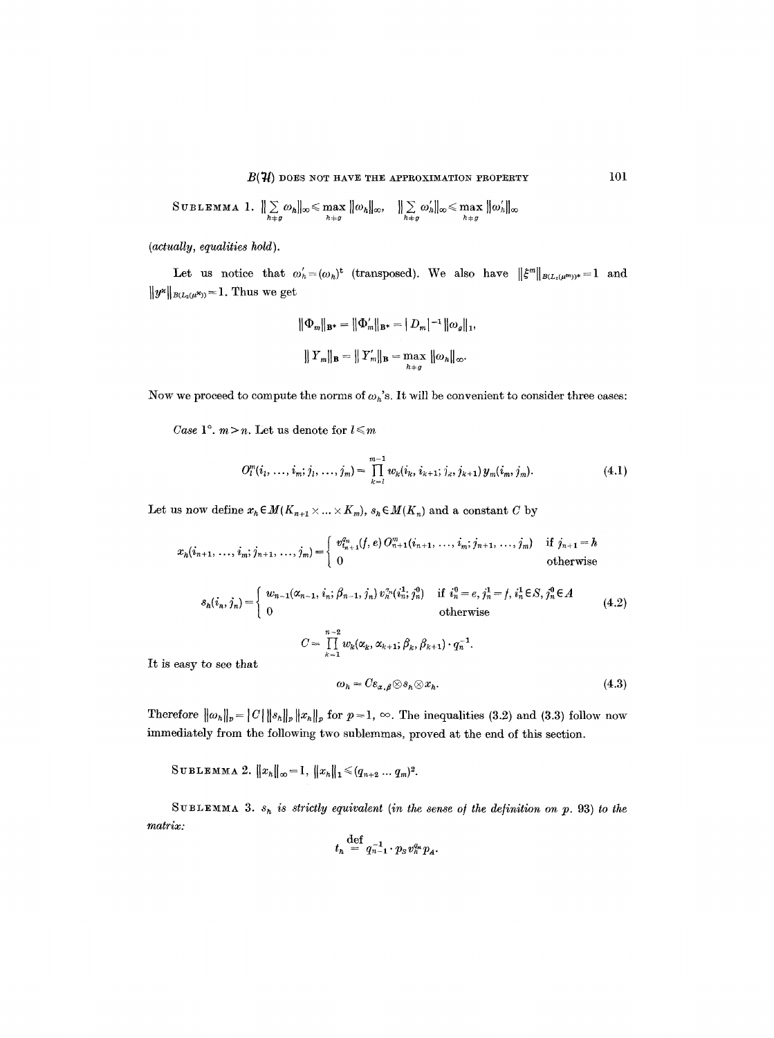SUBLEMMA 1. $\|\sum_{h\neq g} \omega_h\|_\infty \leq \max_{h\neq g} \|\omega_h\|_\infty$, $\|\sum_{h\neq g} \omega'_h\|_\infty \leq \max_{h\neq g} \|\omega'_h\|_\infty$

*(actually, equalities hold).*

Let us notice that $\omega'_h = (\omega_h)^t$ (transposed). We also have $\|\xi^m\|_{B(L_2(\mu^m))^*} = 1$ and $\|y^\varkappa\|_{B(L_2(\mu^\varkappa))} = 1$. Thus we get

$$\|\Phi_m\|_{\mathbf{B}^*} = \|\Phi'_m\|_{\mathbf{B}^*} = |D_m|^{-1} \|\omega_g\|_1,$$

$$\|Y_m\|_{\mathbf{B}} = \|Y'_m\|_{\mathbf{B}} = \max_{h\neq g} \|\omega_h\|_\infty.$$

Now we proceed to compute the norms of $\omega_h$'s. It will be convenient to consider three cases:

*Case* 1°. $m > n$. Let us denote for $l \leq m$

$$O_l^m(i_l, \ldots, i_m; j_l, \ldots, j_m) = \prod_{k=l}^{m-1} w_k(i_k, i_{k+1}; j_k, j_{k+1})\, y_m(i_m, j_m). \tag{4.1}$$

Let us now define $x_h \in M(K_{n+1} \times \ldots \times K_m)$, $s_h \in M(K_n)$ and a constant $C$ by

$$x_h(i_{n+1}, \ldots, i_m; j_{n+1}, \ldots, j_m) = \begin{cases} v_{i_{n+1}}^{q_n}(f, e)\, O_{n+1}^m(i_{n+1}, \ldots, i_m; j_{n+1}, \ldots, j_m) & \text{if } j_{n+1} = h \\ 0 & \text{otherwise} \end{cases}$$

$$s_h(i_n, j_n) = \begin{cases} w_{n-1}(\alpha_{n-1}, i_n; \beta_{n-1}, j_n)\, v_h^{q_n}(i_n^1; j_n^0) & \text{if } i_n^0 = e, j_n^1 = f, i_n^1 \in S, j_n^0 \in A \\ 0 & \text{otherwise} \end{cases} \tag{4.2}$$

$$C = \prod_{k=1}^{n-2} w_k(\alpha_k, \alpha_{k+1}; \beta_k, \beta_{k+1}) \cdot q_n^{-1}.$$

It is easy to see that

$$\omega_h = C\varepsilon_{\alpha,\beta} \otimes s_h \otimes x_h. \tag{4.3}$$

Therefore $\|\omega_h\|_p = |C|\, \|s_h\|_p\, \|x_h\|_p$ for $p = 1, \infty$. The inequalities (3.2) and (3.3) follow now immediately from the following two sublemmas, proved at the end of this section.

SUBLEMMA 2. $\|x_h\|_\infty = 1$, $\|x_h\|_1 \leq (q_{n+2} \ldots q_m)^2$.

SUBLEMMA 3. *$s_h$ is strictly equivalent (in the sense of the definition on p. 93) to the matrix:*

$$t_h \stackrel{\text{def}}{=} q_{n-1}^{-1} \cdot p_S v_h^{q_n} p_A.$$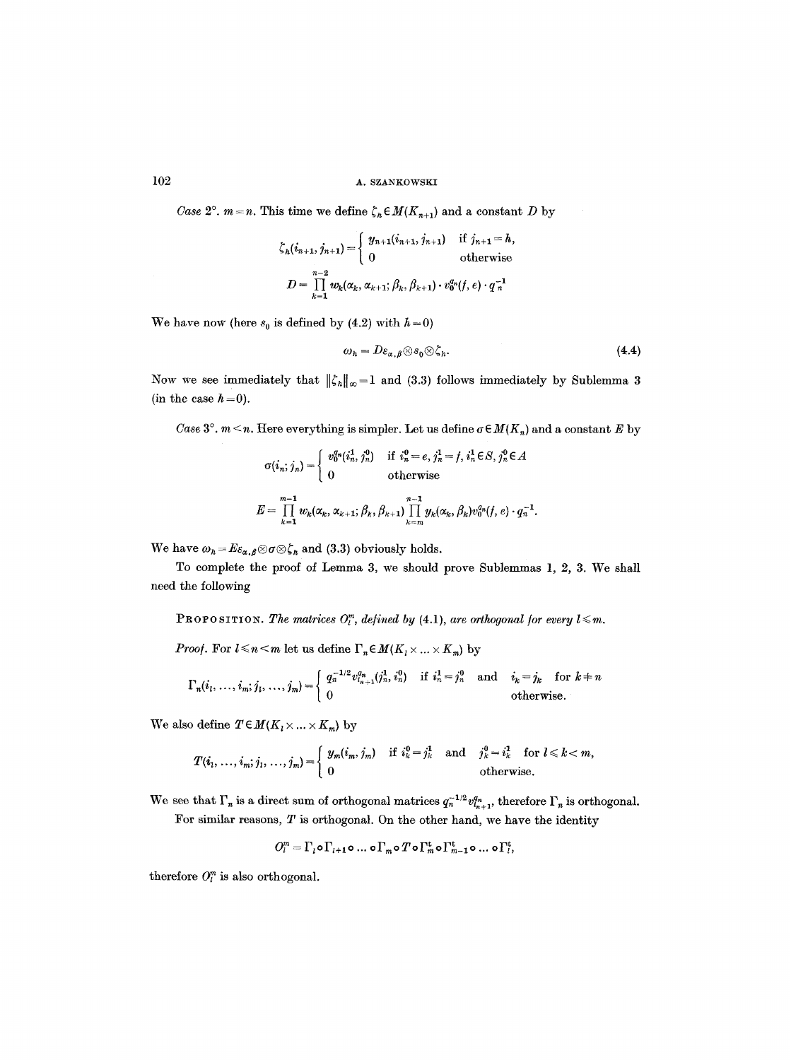*Case* 2°. $m = n$. This time we define $\zeta_h \in M(K_{n+1})$ and a constant $D$ by

$$\zeta_h(i_{n+1}, j_{n+1}) = \begin{cases} y_{n+1}(i_{n+1}, j_{n+1}) & \text{if } j_{n+1} = h, \\ 0 & \text{otherwise} \end{cases}$$

$$D = \prod_{k=1}^{n-2} w_k(\alpha_k, \alpha_{k+1}; \beta_k, \beta_{k+1}) \cdot v_0^{q_n}(f, e) \cdot q_n^{-1}$$

We have now (here $s_0$ is defined by (4.2) with $h = 0$)

$$\omega_h = D\varepsilon_{\alpha,\beta} \otimes s_0 \otimes \zeta_h. \tag{4.4}$$

Now we see immediately that $\|\zeta_h\|_\infty = 1$ and (3.3) follows immediately by Sublemma 3 (in the case $h = 0$).

*Case* 3°. $m < n$. Here everything is simpler. Let us define $\sigma \in M(K_n)$ and a constant $E$ by

$$\sigma(i_n; j_n) = \begin{cases} v_0^{q_n}(i_n^1, j_n^0) & \text{if } i_n^0 = e, j_n^1 = f, i_n^1 \in S, j_n^0 \in A \\ 0 & \text{otherwise} \end{cases}$$

$$E = \prod_{k=1}^{m-1} w_k(\alpha_k, \alpha_{k+1}; \beta_k, \beta_{k+1}) \prod_{k=m}^{n-1} y_k(\alpha_k, \beta_k) v_0^{q_n}(f, e) \cdot q_n^{-1}.$$

We have $\omega_h = E\varepsilon_{\alpha,\beta} \otimes \sigma \otimes \zeta_h$ and (3.3) obviously holds.

To complete the proof of Lemma 3, we should prove Sublemmas 1, 2, 3. We shall need the following

PROPOSITION. *The matrices $O_l^m$, defined by (4.1), are orthogonal for every $l \leq m$.*

*Proof.* For $l \leq n < m$ let us define $\Gamma_n \in M(K_l \times \ldots \times K_m)$ by

$$\Gamma_n(i_l, \ldots, i_m; j_l, \ldots, j_m) = \begin{cases} q_n^{-1/2} v_{i_{n+1}^0}^{q_n}(j_n^1, i_n^0) & \text{if } i_n^1 = j_n^0 \text{ and } i_k = j_k \text{ for } k \neq n \\ 0 & \text{otherwise.} \end{cases}$$

We also define $T \in M(K_l \times \ldots \times K_m)$ by

$$T(i_l, \ldots, i_m; j_l, \ldots, j_m) = \begin{cases} y_m(i_m, j_m) & \text{if } i_k^0 = j_k^1 \text{ and } j_k^0 = i_k^1 \text{ for } l \leq k < m, \\ 0 & \text{otherwise.} \end{cases}$$

We see that $\Gamma_n$ is a direct sum of orthogonal matrices $q_n^{-1/2} v_{i_{n+1}}^{q_n}$, therefore $\Gamma_n$ is orthogonal.

For similar reasons, $T$ is orthogonal. On the other hand, we have the identity

$$O_l^m = \Gamma_l \circ \Gamma_{l+1} \circ \ldots \circ \Gamma_m \circ T \circ \Gamma_m^t \circ \Gamma_{m-1}^t \circ \ldots \circ \Gamma_l^t,$$

therefore $O_l^m$ is also orthogonal.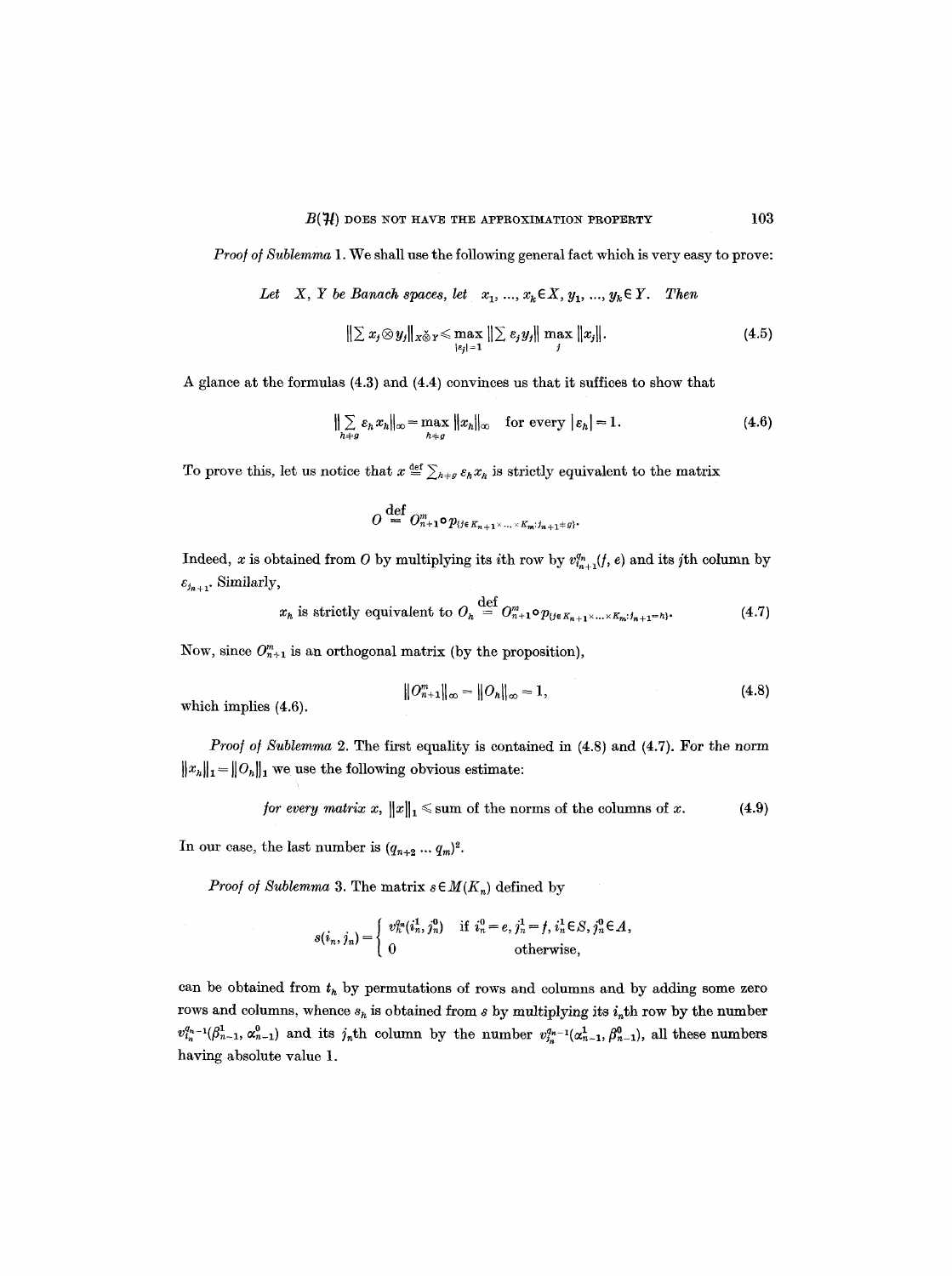*Proof of Sublemma* 1. We shall use the following general fact which is very easy to prove:

*Let* $X$, $Y$ *be Banach spaces, let* $x_1, \ldots, x_k \in X$, $y_1, \ldots, y_k \in Y$. *Then*

$$\|\sum x_j \otimes y_j\|_{X \check{\otimes} Y} \leqslant \max_{|\varepsilon_j|=1} \|\sum \varepsilon_j y_j\| \max_j \|x_j\|. \tag{4.5}$$

A glance at the formulas (4.3) and (4.4) convinces us that it suffices to show that

$$\|\sum_{h \neq g} \varepsilon_h x_h\|_\infty = \max_{h \neq g} \|x_h\|_\infty \quad \text{for every } |\varepsilon_h| = 1. \tag{4.6}$$

To prove this, let us notice that $x \stackrel{\text{def}}{=} \sum_{h \neq g} \varepsilon_h x_h$ is strictly equivalent to the matrix

$$O \stackrel{\text{def}}{=} O^m_{n+1} \circ p_{\{j \in K_{n+1} \times \ldots \times K_m : j_{n+1} \neq g\}}.$$

Indeed, $x$ is obtained from $O$ by multiplying its $i$th row by $v^{q_n}_{i_{n+1}}(f, e)$ and its $j$th column by $\varepsilon_{j_{n+1}}$. Similarly,

$$x_h \text{ is strictly equivalent to } O_h \stackrel{\text{def}}{=} O^m_{n+1} \circ p_{\{j \in K_{n+1} \times \ldots \times K_m : j_{n+1} = h\}}. \tag{4.7}$$

Now, since $O^m_{n+1}$ is an orthogonal matrix (by the proposition),

$$\|O^m_{n+1}\|_\infty = \|O_h\|_\infty = 1, \tag{4.8}$$

which implies (4.6).

*Proof of Sublemma* 2. The first equality is contained in (4.8) and (4.7). For the norm $\|x_h\|_1 = \|O_h\|_1$ we use the following obvious estimate:

$$\textit{for every matrix } x, \ \|x\|_1 \leqslant \textit{sum of the norms of the columns of } x. \tag{4.9}$$

In our case, the last number is $(q_{n+2} \ldots q_m)^2$.

*Proof of Sublemma* 3. The matrix $s \in M(K_n)$ defined by

$$s(i_n, j_n) = \begin{cases} v^{q_n}_h(i^1_n, j^0_n) & \text{if } i^0_n = e, j^1_n = f, i^1_n \in S, j^0_n \in A, \\ 0 & \text{otherwise,} \end{cases}$$

can be obtained from $t_h$ by permutations of rows and columns and by adding some zero rows and columns, whence $s_h$ is obtained from $s$ by multiplying its $i_n$th row by the number $v^{q_n-1}_{i_n}(\beta^1_{n-1}, \alpha^0_{n-1})$ and its $j_n$th column by the number $v^{q_n-1}_{j_n}(\alpha^1_{n-1}, \beta^0_{n-1})$, all these numbers having absolute value 1.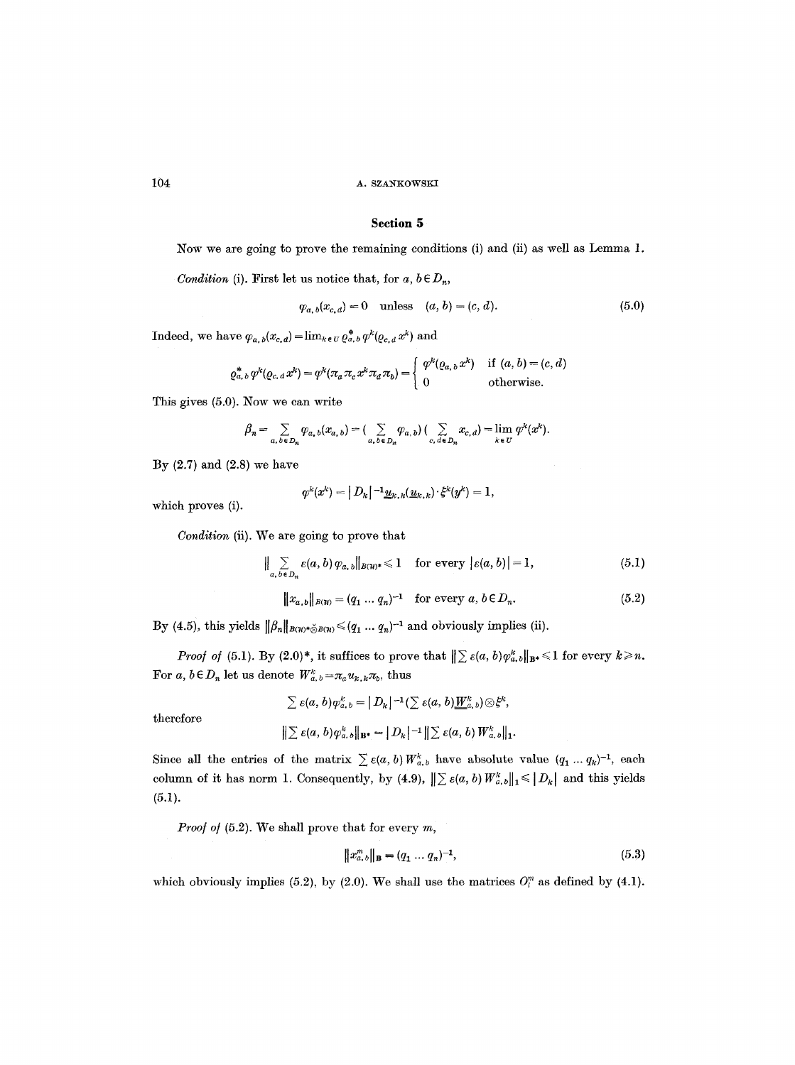## Section 5

Now we are going to prove the remaining conditions (i) and (ii) as well as Lemma 1.

*Condition* (i). First let us notice that, for $a, b \in D_n$,

$$\varphi_{a,b}(x_{c,d}) = 0 \quad \text{unless} \quad (a, b) = (c, d). \tag{5.0}$$

Indeed, we have $\varphi_{a,b}(x_{c,d}) = \lim_{k \in U} \varrho^*_{a,b}\, \varphi^k(\varrho_{c,d}\, x^k)$ and

$$\varrho^*_{a,b}\, \varphi^k(\varrho_{c,d}\, x^k) = \varphi^k(\pi_a \pi_c x^k \pi_d \pi_b) = \begin{cases} \varphi^k(\varrho_{a,b}\, x^k) & \text{if } (a, b) = (c, d) \\ 0 & \text{otherwise.} \end{cases}$$

This gives (5.0). Now we can write

$$\beta_n = \sum_{a,b \in D_n} \varphi_{a,b}(x_{a,b}) = \Big(\sum_{a,b \in D_n} \varphi_{a,b}\Big)\Big(\sum_{c,d \in D_n} x_{c,d}\Big) = \lim_{k \in U} \varphi^k(x^k).$$

By (2.7) and (2.8) we have

$$\varphi^k(x^k) = |D_k|^{-1} \underline{u}_{k,k}(\underline{u}_{k,k}) \cdot \xi^k(y^k) = 1,$$

which proves (i).

*Condition* (ii). We are going to prove that

$$\Big\| \sum_{a,b \in D_n} \varepsilon(a, b)\, \varphi_{a,b} \Big\|_{B(\mathcal{H})^*} \leqslant 1 \quad \text{for every } |\varepsilon(a, b)| = 1, \tag{5.1}$$

$$\| x_{a,b} \|_{B(\mathcal{H})} = (q_1 \ldots q_n)^{-1} \quad \text{for every } a, b \in D_n. \tag{5.2}$$

By (4.5), this yields $\|\beta_n\|_{B(\mathcal{H})^* \check{\otimes} B(\mathcal{H})} \leqslant (q_1 \ldots q_n)^{-1}$ and obviously implies (ii).

*Proof of* (5.1). By (2.0)*, it suffices to prove that $\|\sum \varepsilon(a, b) \varphi^k_{a,b}\|_{\mathbf{B}^*} \leqslant 1$ for every $k \geqslant n$. For $a, b \in D_n$ let us denote $W^k_{a,b} = \pi_a u_{k,k} \pi_b$, thus

$$\sum \varepsilon(a, b)\varphi^k_{a,b} = |D_k|^{-1}\big(\sum \varepsilon(a, b) \underline{W}^k_{a,b}\big) \otimes \xi^k,$$

therefore

$$\|\sum \varepsilon(a, b) \varphi^k_{a,b}\|_{\mathbf{B}^*} = |D_k|^{-1} \|\sum \varepsilon(a, b)\, W^k_{a,b}\|_1.$$

Since all the entries of the matrix $\sum \varepsilon(a, b)\, W^k_{a,b}$ have absolute value $(q_1 \ldots q_k)^{-1}$, each column of it has norm 1. Consequently, by (4.9), $\|\sum \varepsilon(a, b)\, W^k_{a,b}\|_1 \leqslant |D_k|$ and this yields (5.1).

*Proof of* (5.2). We shall prove that for every $m$,

$$\| x^m_{a,b} \|_{\mathbf{B}} = (q_1 \ldots q_n)^{-1}, \tag{5.3}$$

which obviously implies (5.2), by (2.0). We shall use the matrices $O^m_l$ as defined by (4.1).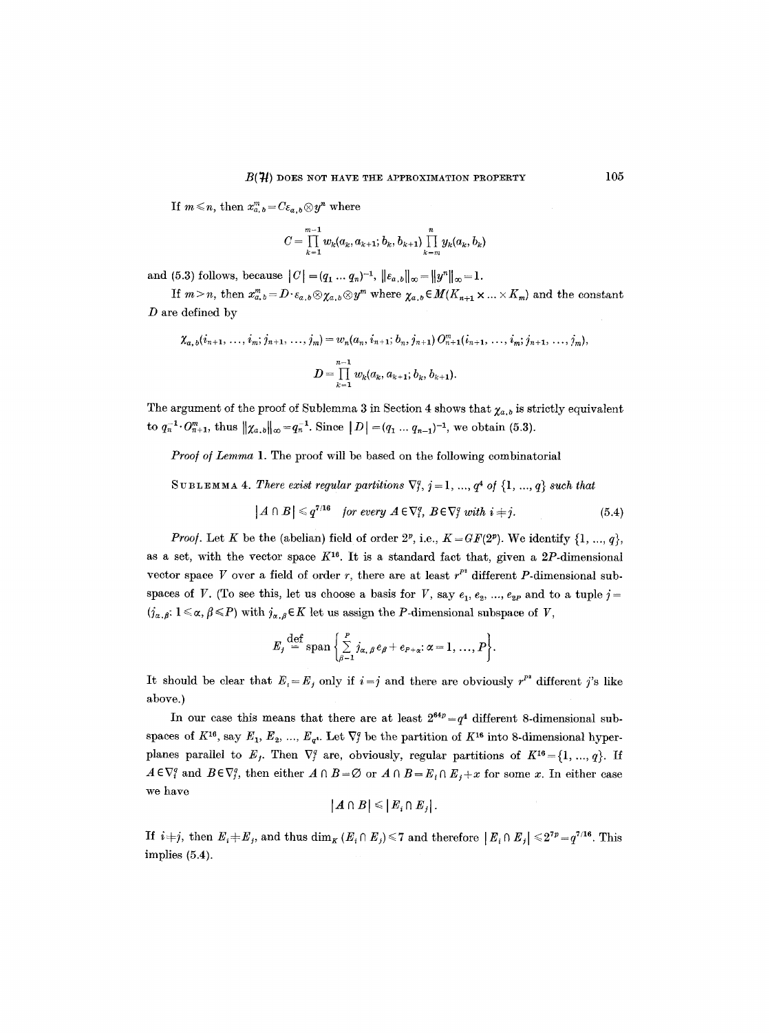If $m \leqslant n$, then $x^m_{a,b} = C\varepsilon_{a,b} \otimes y^n$ where

$$C = \prod_{k=1}^{m-1} w_k(a_k, a_{k+1}; b_k, b_{k+1}) \prod_{k=m}^{n} y_k(a_k, b_k)$$

and (5.3) follows, because $|C| = (q_1 \dots q_n)^{-1}$, $\|\varepsilon_{a,b}\|_\infty = \|y^n\|_\infty = 1$.

If $m > n$, then $x^m_{a,b} = D \cdot \varepsilon_{a,b} \otimes \chi_{a,b} \otimes y^m$ where $\chi_{a,b} \in M(K_{n+1} \times \dots \times K_m)$ and the constant $D$ are defined by

$$\chi_{a,b}(i_{n+1}, \dots, i_m; j_{n+1}, \dots, j_m) = w_n(a_n, i_{n+1}; b_n, j_{n+1})\, O^m_{n+1}(i_{n+1}, \dots, i_m; j_{n+1}, \dots, j_m),$$

$$D = \prod_{k=1}^{n-1} w_k(a_k, a_{k+1}; b_k, b_{k+1}).$$

The argument of the proof of Sublemma 3 in Section 4 shows that $\chi_{a,b}$ is strictly equivalent to $q_n^{-1} \cdot O^m_{n+1}$, thus $\|\chi_{a,b}\|_\infty = q_n^{-1}$. Since $|D| = (q_1 \dots q_{n-1})^{-1}$, we obtain (5.3).

*Proof of Lemma* 1. The proof will be based on the following combinatorial

SUBLEMMA 4. *There exist regular partitions* $\nabla^q_j$, $j = 1, \dots, q^4$ *of* $\{1, \dots, q\}$ *such that*

$$|A \cap B| \leqslant q^{7/16} \quad \textit{for every } A \in \nabla^q_i,\ B \in \nabla^q_j \textit{ with } i \neq j. \tag{5.4}$$

*Proof.* Let $K$ be the (abelian) field of order $2^p$, i.e., $K = GF(2^p)$. We identify $\{1, \dots, q\}$, as a set, with the vector space $K^{16}$. It is a standard fact that, given a $2P$-dimensional vector space $V$ over a field of order $r$, there are at least $r^{P^2}$ different $P$-dimensional subspaces of $V$. (To see this, let us choose a basis for $V$, say $e_1, e_2, \dots, e_{2P}$ and to a tuple $j = (j_{\alpha,\beta}: 1 \leqslant \alpha, \beta \leqslant P)$ with $j_{\alpha,\beta} \in K$ let us assign the $P$-dimensional subspace of $V$,

$$E_j \overset{\text{def}}{=} \operatorname{span}\left\{ \sum_{\beta=1}^{P} j_{\alpha,\beta} e_\beta + e_{P+\alpha} : \alpha = 1, \dots, P \right\}.$$

It should be clear that $E_i = E_j$ only if $i = j$ and there are obviously $r^{P^2}$ different $j$'s like above.)

In our case this means that there are at least $2^{64p} = q^4$ different 8-dimensional subspaces of $K^{16}$, say $E_1, E_2, \dots, E_{q^4}$. Let $\nabla^q_j$ be the partition of $K^{16}$ into 8-dimensional hyperplanes parallel to $E_j$. Then $\nabla^q_j$ are, obviously, regular partitions of $K^{16} = \{1, \dots, q\}$. If $A \in \nabla^q_i$ and $B \in \nabla^q_j$, then either $A \cap B = \emptyset$ or $A \cap B = E_i \cap E_j + x$ for some $x$. In either case we have

$$|A \cap B| \leqslant |E_i \cap E_j|.$$

If $i \neq j$, then $E_i \neq E_j$, and thus $\dim_K (E_i \cap E_j) \leqslant 7$ and therefore $|E_i \cap E_j| \leqslant 2^{7p} = q^{7/16}$. This implies (5.4).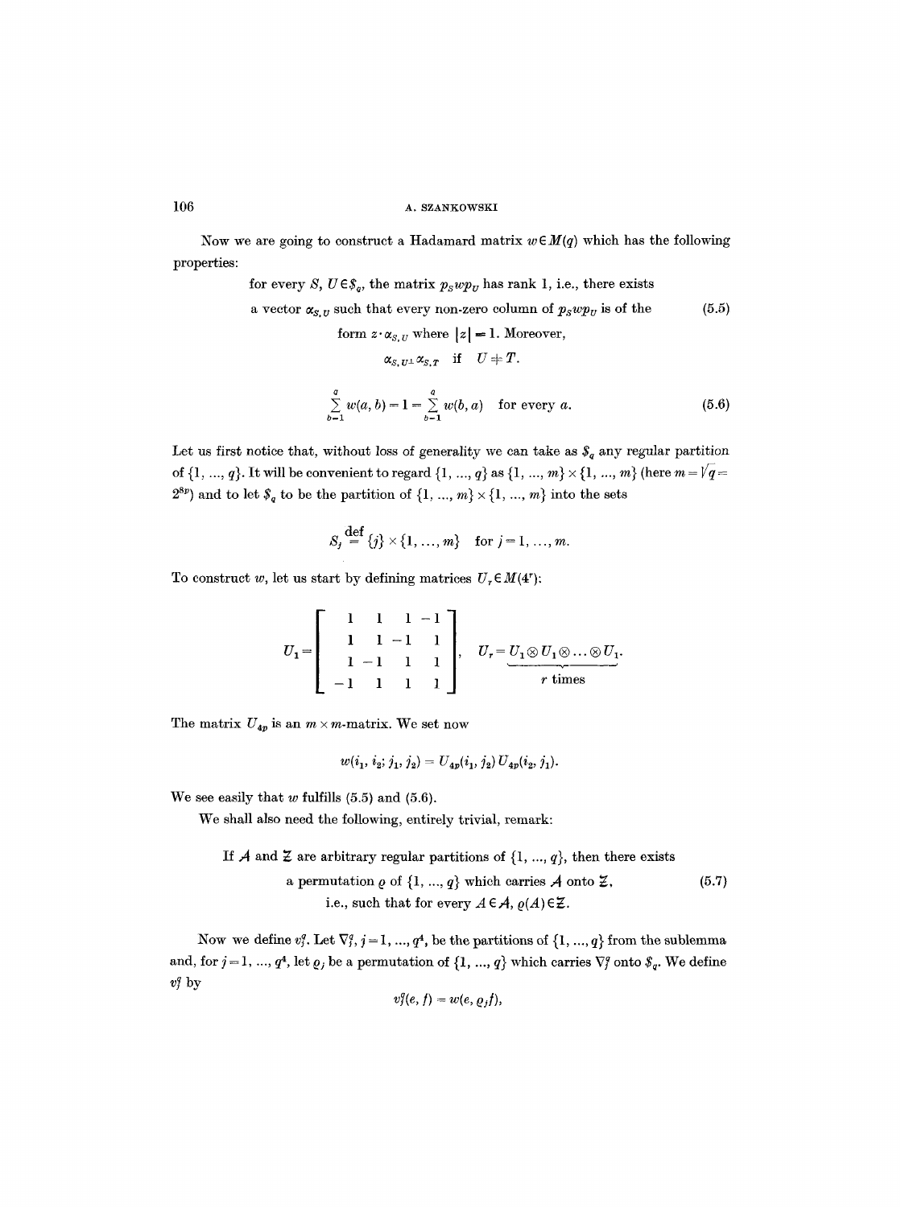Now we are going to construct a Hadamard matrix $w \in M(q)$ which has the following properties:

$$\text{for every } S,\, U \in \$_q, \text{ the matrix } p_S w p_U \text{ has rank 1, i.e., there exists a vector } \alpha_{S,U} \text{ such that every non-zero column of } p_S w p_U \text{ is of the form } z \cdot \alpha_{S,U} \text{ where } |z| = 1. \text{ Moreover, } \alpha_{S,U} \perp \alpha_{S,T} \text{ if } U \neq T. \tag{5.5}$$

$$\sum_{b=1}^{q} w(a,b) = 1 = \sum_{b=1}^{q} w(b,a) \quad \text{for every } a. \tag{5.6}$$

Let us first notice that, without loss of generality we can take as $\$_q$ any regular partition of $\{1, \ldots, q\}$. It will be convenient to regard $\{1, \ldots, q\}$ as $\{1, \ldots, m\} \times \{1, \ldots, m\}$ (here $m = \sqrt{q} = 2^{8p}$) and to let $\$_q$ to be the partition of $\{1, \ldots, m\} \times \{1, \ldots, m\}$ into the sets

$$S_j \overset{\text{def}}{=} \{j\} \times \{1, \ldots, m\} \quad \text{for } j = 1, \ldots, m.$$

To construct $w$, let us start by defining matrices $U_r \in M(4^r)$:

$$U_1 = \begin{bmatrix} 1 & 1 & 1 & -1 \\ 1 & 1 & -1 & 1 \\ 1 & -1 & 1 & 1 \\ -1 & 1 & 1 & 1 \end{bmatrix}, \quad U_r = \underbrace{U_1 \otimes U_1 \otimes \ldots \otimes U_1}_{r \text{ times}}.$$

The matrix $U_{4p}$ is an $m \times m$-matrix. We set now

$$w(i_1, i_2; j_1, j_2) = U_{4p}(i_1, j_2)\, U_{4p}(i_2, j_1).$$

We see easily that $w$ fulfills (5.5) and (5.6).

We shall also need the following, entirely trivial, remark:

$$\text{If } \mathcal{A} \text{ and } \mathcal{Z} \text{ are arbitrary regular partitions of } \{1, \ldots, q\}, \text{ then there exists a permutation } \varrho \text{ of } \{1, \ldots, q\} \text{ which carries } \mathcal{A} \text{ onto } \mathcal{Z}, \text{ i.e., such that for every } A \in \mathcal{A},\ \varrho(A) \in \mathcal{Z}. \tag{5.7}$$

Now we define $v_j^q$. Let $\nabla_j^q$, $j = 1, \ldots, q^4$, be the partitions of $\{1, \ldots, q\}$ from the sublemma and, for $j = 1, \ldots, q^4$, let $\varrho_j$ be a permutation of $\{1, \ldots, q\}$ which carries $\nabla_j^q$ onto $\$_q$. We define $v_j^q$ by

$$v_j^q(e, f) = w(e, \varrho_j f),$$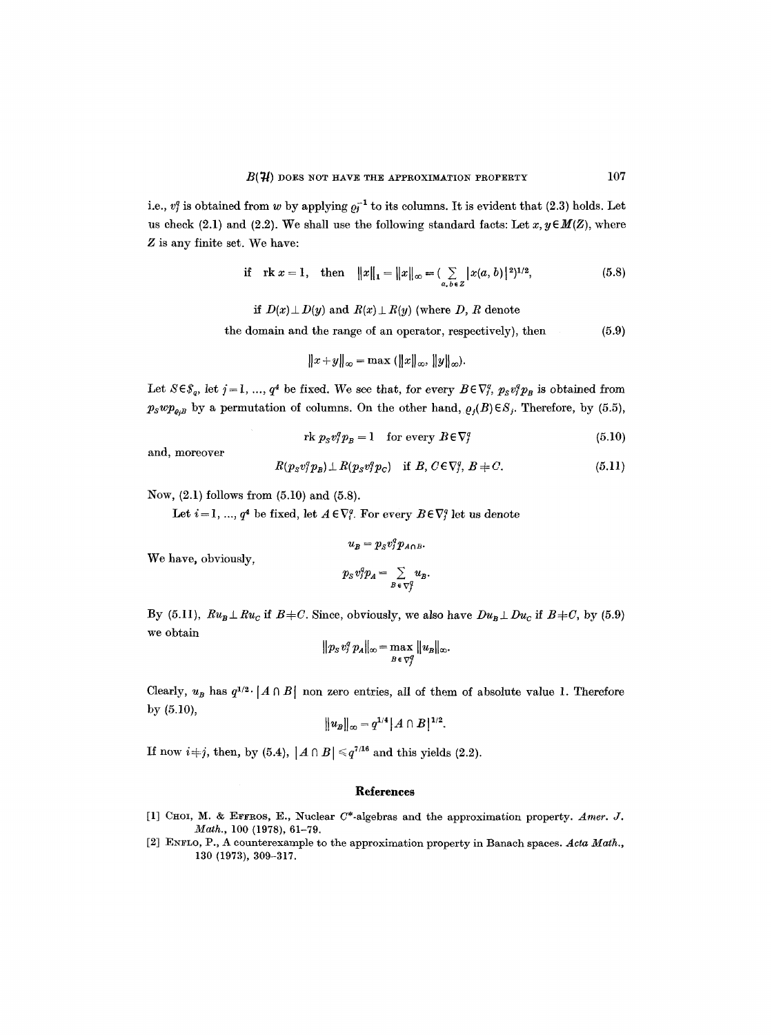i.e., $v_j^q$ is obtained from $w$ by applying $\varrho_j^{-1}$ to its columns. It is evident that (2.3) holds. Let us check (2.1) and (2.2). We shall use the following standard facts: Let $x, y \in M(Z)$, where $Z$ is any finite set. We have:

$$\text{if} \quad \operatorname{rk} x = 1, \quad \text{then} \quad \|x\|_1 = \|x\|_\infty = \Big(\sum_{a,b \in Z} |x(a,b)|^2\Big)^{1/2}, \tag{5.8}$$

if $D(x) \perp D(y)$ and $R(x) \perp R(y)$ (where $D$, $R$ denote the domain and the range of an operator, respectively), then (5.9)

$$\|x+y\|_\infty = \max\,(\|x\|_\infty, \|y\|_\infty).$$

Let $S \in \mathcal{S}_q$, let $j = 1, \ldots, q^4$ be fixed. We see that, for every $B \in \nabla_j^q$, $p_S v_j^q p_B$ is obtained from $p_S w p_{\varrho_j B}$ by a permutation of columns. On the other hand, $\varrho_j(B) \in S_j$. Therefore, by (5.5),

$$\operatorname{rk} p_S v_j^q p_B = 1 \quad \text{for every } B \in \nabla_j^q \tag{5.10}$$

and, moreover

$$R(p_S v_j^q p_B) \perp R(p_S v_j^q p_C) \quad \text{if } B, C \in \nabla_j^q,\ B \neq C. \tag{5.11}$$

Now, (2.1) follows from (5.10) and (5.8).

Let $i = 1, \ldots, q^4$ be fixed, let $A \in \nabla_i^q$. For every $B \in \nabla_j^q$ let us denote

$$u_B = p_S v_j^q p_{A \cap B}.$$

We have, obviously,

$$p_S v_j^q p_A = \sum_{B \in \nabla_j^q} u_B.$$

By (5.11), $Ru_B \perp Ru_C$ if $B \neq C$. Since, obviously, we also have $Du_B \perp Du_C$ if $B \neq C$, by (5.9) we obtain

$$\|p_S v_j^q p_A\|_\infty = \max_{B \in \nabla_j^q} \|u_B\|_\infty.$$

Clearly, $u_B$ has $q^{1/2} \cdot |A \cap B|$ non zero entries, all of them of absolute value 1. Therefore by (5.10),

$$\|u_B\|_\infty = q^{1/4} |A \cap B|^{1/2}.$$

If now $i \neq j$, then, by (5.4), $|A \cap B| \leqslant q^{7/16}$ and this yields (2.2).

## References

[1] Choi, M. & Effros, E., Nuclear $C^*$-algebras and the approximation property. *Amer. J. Math.*, 100 (1978), 61–79.

[2] Enflo, P., A counterexample to the approximation property in Banach spaces. *Acta Math.*, 130 (1973), 309–317.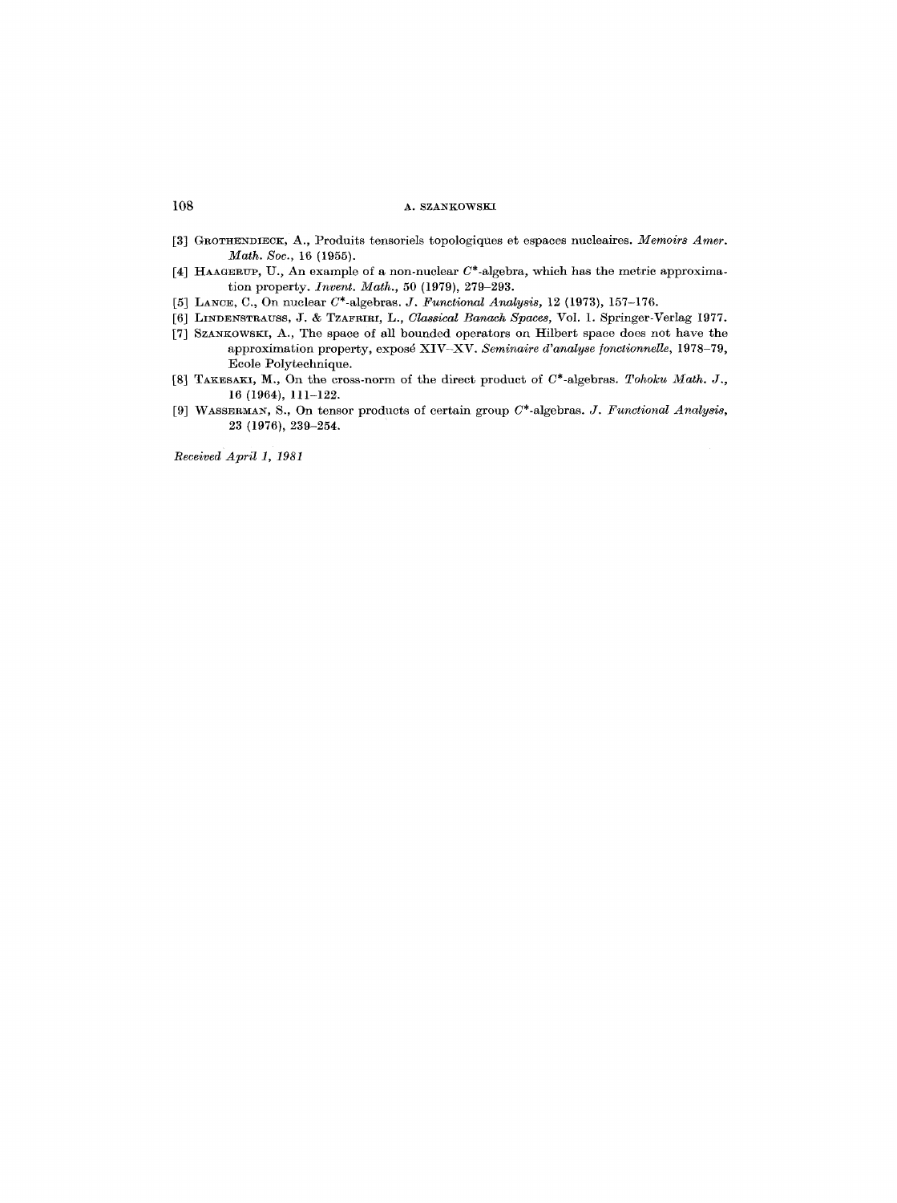[3] Grothendieck, A., Produits tensoriels topologiques et espaces nucleaires. *Memoirs Amer. Math. Soc.*, 16 (1955).

[4] Haagerup, U., An example of a non-nuclear $C^*$-algebra, which has the metric approximation property. *Invent. Math.*, 50 (1979), 279–293.

[5] Lance, C., On nuclear $C^*$-algebras. *J. Functional Analysis*, 12 (1973), 157–176.

[6] Lindenstrauss, J. & Tzafriri, L., *Classical Banach Spaces*, Vol. 1. Springer-Verlag 1977.

[7] Szankowski, A., The space of all bounded operators on Hilbert space does not have the approximation property, exposé XIV–XV. *Seminaire d'analyse fonctionnelle*, 1978–79, Ecole Polytechnique.

[8] Takesaki, M., On the cross-norm of the direct product of $C^*$-algebras. *Tohoku Math. J.*, 16 (1964), 111–122.

[9] Wasserman, S., On tensor products of certain group $C^*$-algebras. *J. Functional Analysis*, 23 (1976), 239–254.

*Received April 1, 1981*